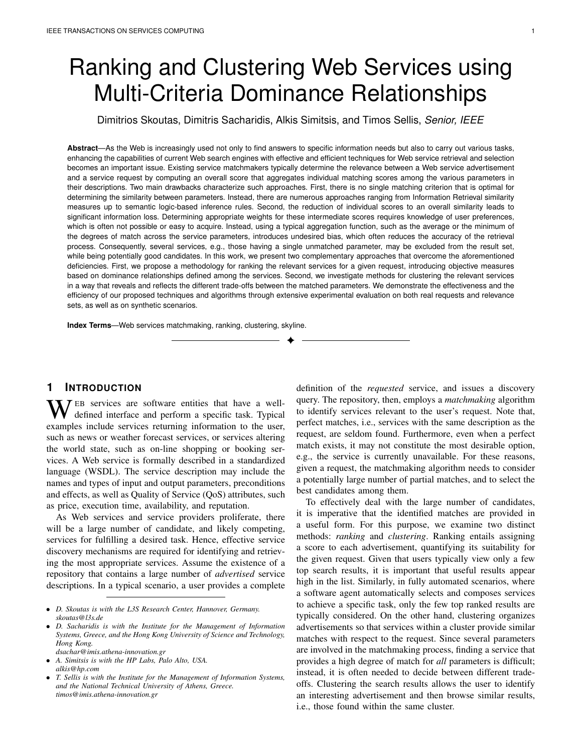# Ranking and Clustering Web Services using Multi-Criteria Dominance Relationships

Dimitrios Skoutas, Dimitris Sacharidis, Alkis Simitsis, and Timos Sellis, *Senior, IEEE*

**Abstract**—As the Web is increasingly used not only to find answers to specific information needs but also to carry out various tasks, enhancing the capabilities of current Web search engines with effective and efficient techniques for Web service retrieval and selection becomes an important issue. Existing service matchmakers typically determine the relevance between a Web service advertisement and a service request by computing an overall score that aggregates individual matching scores among the various parameters in their descriptions. Two main drawbacks characterize such approaches. First, there is no single matching criterion that is optimal for determining the similarity between parameters. Instead, there are numerous approaches ranging from Information Retrieval similarity measures up to semantic logic-based inference rules. Second, the reduction of individual scores to an overall similarity leads to significant information loss. Determining appropriate weights for these intermediate scores requires knowledge of user preferences, which is often not possible or easy to acquire. Instead, using a typical aggregation function, such as the average or the minimum of the degrees of match across the service parameters, introduces undesired bias, which often reduces the accuracy of the retrieval process. Consequently, several services, e.g., those having a single unmatched parameter, may be excluded from the result set, while being potentially good candidates. In this work, we present two complementary approaches that overcome the aforementioned deficiencies. First, we propose a methodology for ranking the relevant services for a given request, introducing objective measures based on dominance relationships defined among the services. Second, we investigate methods for clustering the relevant services in a way that reveals and reflects the different trade-offs between the matched parameters. We demonstrate the effectiveness and the efficiency of our proposed techniques and algorithms through extensive experimental evaluation on both real requests and relevance sets, as well as on synthetic scenarios.

**Index Terms**—Web services matchmaking, ranking, clustering, skyline.

## 1 Introduction

Web services are software entities that have a well-defined interface and perform a specific task. Typical examples include services returning information to the user, such as news or weather forecast services, or services altering the world state, such as on-line shopping or booking services. A Web service is formally described in a standardized language (WSDL). The service description may include the names and types of input and output parameters, preconditions and effects, as well as Quality of Service (QoS) attributes, such as price, execution time, availability, and reputation.

As Web services and service providers proliferate, there will be a large number of candidate, and likely competing, services for fulfilling a desired task. Hence, effective service discovery mechanisms are required for identifying and retrieving the most appropriate services. Assume the existence of a repository that contains a large number of *advertised* service descriptions. In a typical scenario, a user provides a complete definition of the *requested* service, and issues a discovery query. The repository, then, employs a *matchmaking* algorithm to identify services relevant to the user's request. Note that, perfect matches, i.e., services with the same description as the request, are seldom found. Furthermore, even when a perfect match exists, it may not constitute the most desirable option, e.g., the service is currently unavailable. For these reasons, given a request, the matchmaking algorithm needs to consider a potentially large number of partial matches, and to select the best candidates among them.

To effectively deal with the large number of candidates, it is imperative that the identified matches are provided in a useful form. For this purpose, we examine two distinct methods: *ranking* and *clustering*. Ranking entails assigning a score to each advertisement, quantifying its suitability for the given request. Given that users typically view only a few top search results, it is important that useful results appear high in the list. Similarly, in fully automated scenarios, where a software agent automatically selects and composes services to achieve a specific task, only the few top ranked results are typically considered. On the other hand, clustering organizes advertisements so that services within a cluster provide similar matches with respect to the request. Since several parameters are involved in the matchmaking process, finding a service that provides a high degree of match for *all* parameters is difficult; instead, it is often needed to decide between different trade-offs. Clustering the search results allows the user to identify an interesting advertisement and then browse similar results, i.e., those found within the same cluster.

---

- *D. Skoutas is with the L3S Research Center, Hannover, Germany. skoutas@l3s.de*
- *D. Sacharidis is with the Institute for the Management of Information Systems, Greece, and the Hong Kong University of Science and Technology, Hong Kong. dsachar@imis.athena-innovation.gr*
- *A. Simitsis is with the HP Labs, Palo Alto, USA. alkis@hp.com*
- *T. Sellis is with the Institute for the Management of Information Systems, and the National Technical University of Athens, Greece. timos@imis.athena-innovation.gr*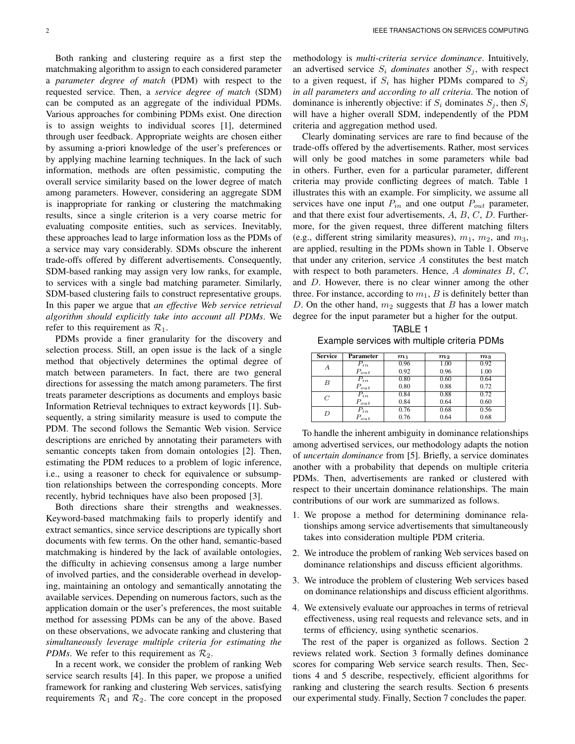Both ranking and clustering require as a first step the matchmaking algorithm to assign to each considered parameter a *parameter degree of match* (PDM) with respect to the requested service. Then, a *service degree of match* (SDM) can be computed as an aggregate of the individual PDMs. Various approaches for combining PDMs exist. One direction is to assign weights to individual scores [1], determined through user feedback. Appropriate weights are chosen either by assuming a-priori knowledge of the user's preferences or by applying machine learning techniques. In the lack of such information, methods are often pessimistic, computing the overall service similarity based on the lower degree of match among parameters. However, considering an aggregate SDM is inappropriate for ranking or clustering the matchmaking results, since a single criterion is a very coarse metric for evaluating composite entities, such as services. Inevitably, these approaches lead to large information loss as the PDMs of a service may vary considerably. SDMs obscure the inherent trade-offs offered by different advertisements. Consequently, SDM-based ranking may assign very low ranks, for example, to services with a single bad matching parameter. Similarly, SDM-based clustering fails to construct representative groups. In this paper we argue that *an effective Web service retrieval algorithm should explicitly take into account all PDMs*. We refer to this requirement as $\mathcal{R}_1$.

PDMs provide a finer granularity for the discovery and selection process. Still, an open issue is the lack of a single method that objectively determines the optimal degree of match between parameters. In fact, there are two general directions for assessing the match among parameters. The first treats parameter descriptions as documents and employs basic Information Retrieval techniques to extract keywords [1]. Subsequently, a string similarity measure is used to compute the PDM. The second follows the Semantic Web vision. Service descriptions are enriched by annotating their parameters with semantic concepts taken from domain ontologies [2]. Then, estimating the PDM reduces to a problem of logic inference, i.e., using a reasoner to check for equivalence or subsumption relationships between the corresponding concepts. More recently, hybrid techniques have also been proposed [3].

Both directions share their strengths and weaknesses. Keyword-based matchmaking fails to properly identify and extract semantics, since service descriptions are typically short documents with few terms. On the other hand, semantic-based matchmaking is hindered by the lack of available ontologies, the difficulty in achieving consensus among a large number of involved parties, and the considerable overhead in developing, maintaining an ontology and semantically annotating the available services. Depending on numerous factors, such as the application domain or the user's preferences, the most suitable method for assessing PDMs can be any of the above. Based on these observations, we advocate ranking and clustering that *simultaneously leverage multiple criteria for estimating the PDMs*. We refer to this requirement as $\mathcal{R}_2$.

In a recent work, we consider the problem of ranking Web service search results [4]. In this paper, we propose a unified framework for ranking and clustering Web services, satisfying requirements $\mathcal{R}_1$ and $\mathcal{R}_2$. The core concept in the proposed methodology is *multi-criteria service dominance*. Intuitively, an advertised service $S_i$ *dominates* another $S_j$, with respect to a given request, if $S_i$ has higher PDMs compared to $S_j$ *in all parameters and according to all criteria*. The notion of dominance is inherently objective: if $S_i$ dominates $S_j$, then $S_i$ will have a higher overall SDM, independently of the PDM criteria and aggregation method used.

Clearly dominating services are rare to find because of the trade-offs offered by the advertisements. Rather, most services will only be good matches in some parameters while bad in others. Further, even for a particular parameter, different criteria may provide conflicting degrees of match. Table 1 illustrates this with an example. For simplicity, we assume all services have one input $P_{in}$ and one output $P_{out}$ parameter, and that there exist four advertisements, $A$, $B$, $C$, $D$. Furthermore, for the given request, three different matching filters (e.g., different string similarity measures), $m_1$, $m_2$, and $m_3$, are applied, resulting in the PDMs shown in Table 1. Observe that under any criterion, service $A$ constitutes the best match with respect to both parameters. Hence, $A$ *dominates* $B$, $C$, and $D$. However, there is no clear winner among the other three. For instance, according to $m_1$, $B$ is definitely better than $D$. On the other hand, $m_2$ suggests that $B$ has a lower match degree for the input parameter but a higher for the output.

TABLE 1
Example services with multiple criteria PDMs

| Service | Parameter | $m_1$ | $m_2$ | $m_3$ |
|---|---|---|---|---|
| $A$ | $P_{in}$ | 0.96 | 1.00 | 0.92 |
| | $P_{out}$ | 0.92 | 0.96 | 1.00 |
| $B$ | $P_{in}$ | 0.80 | 0.60 | 0.64 |
| | $P_{out}$ | 0.80 | 0.88 | 0.72 |
| $C$ | $P_{in}$ | 0.84 | 0.88 | 0.72 |
| | $P_{out}$ | 0.84 | 0.64 | 0.60 |
| $D$ | $P_{in}$ | 0.76 | 0.68 | 0.56 |
| | $P_{out}$ | 0.76 | 0.64 | 0.68 |

To handle the inherent ambiguity in dominance relationships among advertised services, our methodology adapts the notion of *uncertain dominance* from [5]. Briefly, a service dominates another with a probability that depends on multiple criteria PDMs. Then, advertisements are ranked or clustered with respect to their uncertain dominance relationships. The main contributions of our work are summarized as follows.

1. We propose a method for determining dominance relationships among service advertisements that simultaneously takes into consideration multiple PDM criteria.
2. We introduce the problem of ranking Web services based on dominance relationships and discuss efficient algorithms.
3. We introduce the problem of clustering Web services based on dominance relationships and discuss efficient algorithms.
4. We extensively evaluate our approaches in terms of retrieval effectiveness, using real requests and relevance sets, and in terms of efficiency, using synthetic scenarios.

The rest of the paper is organized as follows. Section 2 reviews related work. Section 3 formally defines dominance scores for comparing Web service search results. Then, Sections 4 and 5 describe, respectively, efficient algorithms for ranking and clustering the search results. Section 6 presents our experimental study. Finally, Section 7 concludes the paper.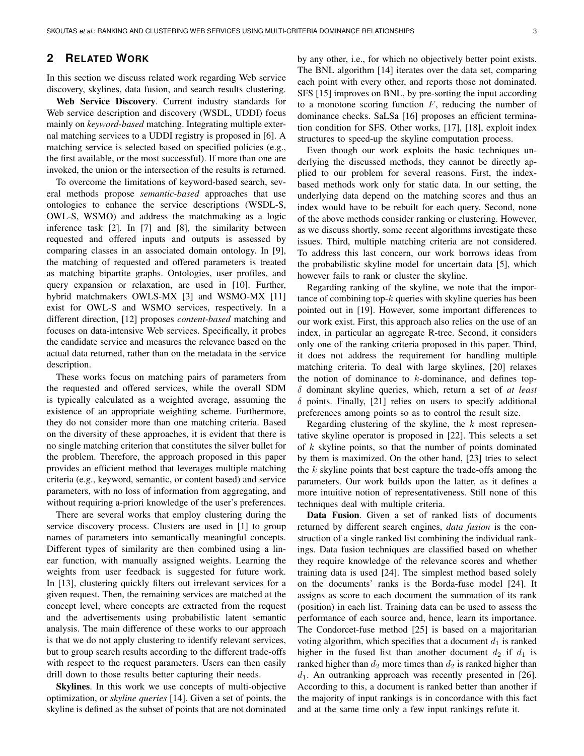## 2 Related Work

In this section we discuss related work regarding Web service discovery, skylines, data fusion, and search results clustering.

**Web Service Discovery**. Current industry standards for Web service description and discovery (WSDL, UDDI) focus mainly on *keyword-based* matching. Integrating multiple external matching services to a UDDI registry is proposed in [6]. A matching service is selected based on specified policies (e.g., the first available, or the most successful). If more than one are invoked, the union or the intersection of the results is returned.

To overcome the limitations of keyword-based search, several methods propose *semantic-based* approaches that use ontologies to enhance the service descriptions (WSDL-S, OWL-S, WSMO) and address the matchmaking as a logic inference task [2]. In [7] and [8], the similarity between requested and offered inputs and outputs is assessed by comparing classes in an associated domain ontology. In [9], the matching of requested and offered parameters is treated as matching bipartite graphs. Ontologies, user profiles, and query expansion or relaxation, are used in [10]. Further, hybrid matchmakers OWLS-MX [3] and WSMO-MX [11] exist for OWL-S and WSMO services, respectively. In a different direction, [12] proposes *content-based* matching and focuses on data-intensive Web services. Specifically, it probes the candidate service and measures the relevance based on the actual data returned, rather than on the metadata in the service description.

These works focus on matching pairs of parameters from the requested and offered services, while the overall SDM is typically calculated as a weighted average, assuming the existence of an appropriate weighting scheme. Furthermore, they do not consider more than one matching criteria. Based on the diversity of these approaches, it is evident that there is no single matching criterion that constitutes the silver bullet for the problem. Therefore, the approach proposed in this paper provides an efficient method that leverages multiple matching criteria (e.g., keyword, semantic, or content based) and service parameters, with no loss of information from aggregating, and without requiring a-priori knowledge of the user's preferences.

There are several works that employ clustering during the service discovery process. Clusters are used in [1] to group names of parameters into semantically meaningful concepts. Different types of similarity are then combined using a linear function, with manually assigned weights. Learning the weights from user feedback is suggested for future work. In [13], clustering quickly filters out irrelevant services for a given request. Then, the remaining services are matched at the concept level, where concepts are extracted from the request and the advertisements using probabilistic latent semantic analysis. The main difference of these works to our approach is that we do not apply clustering to identify relevant services, but to group search results according to the different trade-offs with respect to the request parameters. Users can then easily drill down to those results better capturing their needs.

**Skylines**. In this work we use concepts of multi-objective optimization, or *skyline queries* [14]. Given a set of points, the skyline is defined as the subset of points that are not dominated by any other, i.e., for which no objectively better point exists. The BNL algorithm [14] iterates over the data set, comparing each point with every other, and reports those not dominated. SFS [15] improves on BNL, by pre-sorting the input according to a monotone scoring function $F$, reducing the number of dominance checks. SaLSa [16] proposes an efficient termination condition for SFS. Other works, [17], [18], exploit index structures to speed-up the skyline computation process.

Even though our work exploits the basic techniques underlying the discussed methods, they cannot be directly applied to our problem for several reasons. First, the index-based methods work only for static data. In our setting, the underlying data depend on the matching scores and thus an index would have to be rebuilt for each query. Second, none of the above methods consider ranking or clustering. However, as we discuss shortly, some recent algorithms investigate these issues. Third, multiple matching criteria are not considered. To address this last concern, our work borrows ideas from the probabilistic skyline model for uncertain data [5], which however fails to rank or cluster the skyline.

Regarding ranking of the skyline, we note that the importance of combining top-$k$ queries with skyline queries has been pointed out in [19]. However, some important differences to our work exist. First, this approach also relies on the use of an index, in particular an aggregate R-tree. Second, it considers only one of the ranking criteria proposed in this paper. Third, it does not address the requirement for handling multiple matching criteria. To deal with large skylines, [20] relaxes the notion of dominance to $k$-dominance, and defines top-$\delta$ dominant skyline queries, which, return a set of *at least* $\delta$ points. Finally, [21] relies on users to specify additional preferences among points so as to control the result size.

Regarding clustering of the skyline, the $k$ most representative skyline operator is proposed in [22]. This selects a set of $k$ skyline points, so that the number of points dominated by them is maximized. On the other hand, [23] tries to select the $k$ skyline points that best capture the trade-offs among the parameters. Our work builds upon the latter, as it defines a more intuitive notion of representativeness. Still none of this techniques deal with multiple criteria.

**Data Fusion**. Given a set of ranked lists of documents returned by different search engines, *data fusion* is the construction of a single ranked list combining the individual rankings. Data fusion techniques are classified based on whether they require knowledge of the relevance scores and whether training data is used [24]. The simplest method based solely on the documents' ranks is the Borda-fuse model [24]. It assigns as score to each document the summation of its rank (position) in each list. Training data can be used to assess the performance of each source and, hence, learn its importance. The Condorcet-fuse method [25] is based on a majoritarian voting algorithm, which specifies that a document $d_1$ is ranked higher in the fused list than another document $d_2$ if $d_1$ is ranked higher than $d_2$ more times than $d_2$ is ranked higher than $d_1$. An outranking approach was recently presented in [26]. According to this, a document is ranked better than another if the majority of input rankings is in concordance with this fact and at the same time only a few input rankings refute it.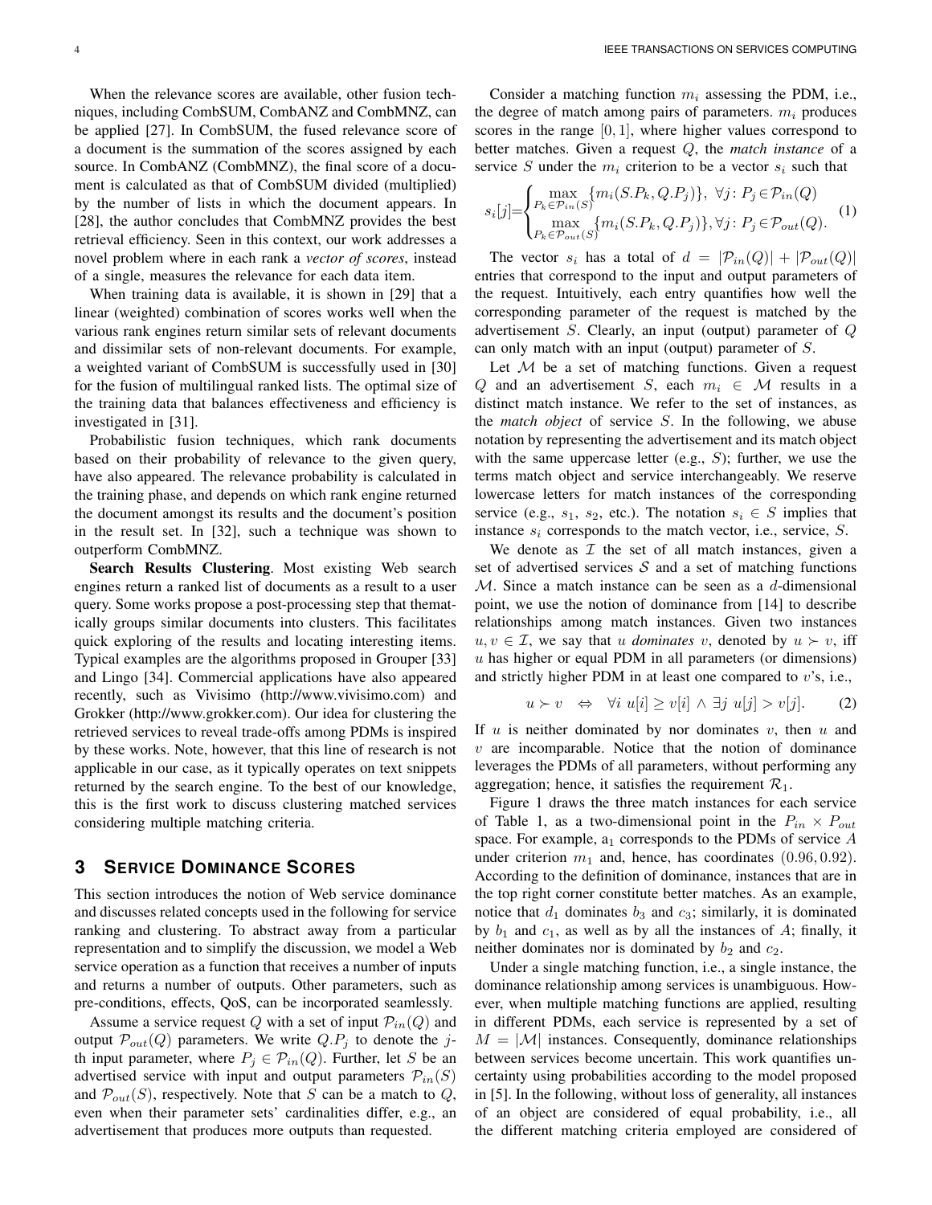When the relevance scores are available, other fusion techniques, including CombSUM, CombANZ and CombMNZ, can be applied [27]. In CombSUM, the fused relevance score of a document is the summation of the scores assigned by each source. In CombANZ (CombMNZ), the final score of a document is calculated as that of CombSUM divided (multiplied) by the number of lists in which the document appears. In [28], the author concludes that CombMNZ provides the best retrieval efficiency. Seen in this context, our work addresses a novel problem where in each rank a *vector of scores*, instead of a single, measures the relevance for each data item.

When training data is available, it is shown in [29] that a linear (weighted) combination of scores works well when the various rank engines return similar sets of relevant documents and dissimilar sets of non-relevant documents. For example, a weighted variant of CombSUM is successfully used in [30] for the fusion of multilingual ranked lists. The optimal size of the training data that balances effectiveness and efficiency is investigated in [31].

Probabilistic fusion techniques, which rank documents based on their probability of relevance to the given query, have also appeared. The relevance probability is calculated in the training phase, and depends on which rank engine returned the document amongst its results and the document's position in the result set. In [32], such a technique was shown to outperform CombMNZ.

**Search Results Clustering**. Most existing Web search engines return a ranked list of documents as a result to a user query. Some works propose a post-processing step that thematically groups similar documents into clusters. This facilitates quick exploring of the results and locating interesting items. Typical examples are the algorithms proposed in Grouper [33] and Lingo [34]. Commercial applications have also appeared recently, such as Vivisimo (http://www.vivisimo.com) and Grokker (http://www.grokker.com). Our idea for clustering the retrieved services to reveal trade-offs among PDMs is inspired by these works. Note, however, that this line of research is not applicable in our case, as it typically operates on text snippets returned by the search engine. To the best of our knowledge, this is the first work to discuss clustering matched services considering multiple matching criteria.

## 3 Service Dominance Scores

This section introduces the notion of Web service dominance and discusses related concepts used in the following for service ranking and clustering. To abstract away from a particular representation and to simplify the discussion, we model a Web service operation as a function that receives a number of inputs and returns a number of outputs. Other parameters, such as pre-conditions, effects, QoS, can be incorporated seamlessly.

Assume a service request $Q$ with a set of input $\mathcal{P}_{in}(Q)$ and output $\mathcal{P}_{out}(Q)$ parameters. We write $Q.P_j$ to denote the $j$-th input parameter, where $P_j \in \mathcal{P}_{in}(Q)$. Further, let $S$ be an advertised service with input and output parameters $\mathcal{P}_{in}(S)$ and $\mathcal{P}_{out}(S)$, respectively. Note that $S$ can be a match to $Q$, even when their parameter sets' cardinalities differ, e.g., an advertisement that produces more outputs than requested.

Consider a matching function $m_i$ assessing the PDM, i.e., the degree of match among pairs of parameters. $m_i$ produces scores in the range $[0, 1]$, where higher values correspond to better matches. Given a request $Q$, the *match instance* of a service $S$ under the $m_i$ criterion to be a vector $s_i$ such that

$$s_i[j] = \begin{cases} \max\limits_{P_k \in \mathcal{P}_{in}(S)} \{m_i(S.P_k, Q.P_j)\}, \ \forall j \colon P_j \in \mathcal{P}_{in}(Q) \\ \max\limits_{P_k \in \mathcal{P}_{out}(S)} \{m_i(S.P_k, Q.P_j)\}, \forall j \colon P_j \in \mathcal{P}_{out}(Q). \end{cases} \quad (1)$$

The vector $s_i$ has a total of $d = |\mathcal{P}_{in}(Q)| + |\mathcal{P}_{out}(Q)|$ entries that correspond to the input and output parameters of the request. Intuitively, each entry quantifies how well the corresponding parameter of the request is matched by the advertisement $S$. Clearly, an input (output) parameter of $Q$ can only match with an input (output) parameter of $S$.

Let $\mathcal{M}$ be a set of matching functions. Given a request $Q$ and an advertisement $S$, each $m_i \in \mathcal{M}$ results in a distinct match instance. We refer to the set of instances, as the *match object* of service $S$. In the following, we abuse notation by representing the advertisement and its match object with the same uppercase letter (e.g., $S$); further, we use the terms match object and service interchangeably. We reserve lowercase letters for match instances of the corresponding service (e.g., $s_1$, $s_2$, etc.). The notation $s_i \in S$ implies that instance $s_i$ corresponds to the match vector, i.e., service, $S$.

We denote as $\mathcal{I}$ the set of all match instances, given a set of advertised services $\mathcal{S}$ and a set of matching functions $\mathcal{M}$. Since a match instance can be seen as a $d$-dimensional point, we use the notion of dominance from [14] to describe relationships among match instances. Given two instances $u, v \in \mathcal{I}$, we say that $u$ *dominates* $v$, denoted by $u \succ v$, iff $u$ has higher or equal PDM in all parameters (or dimensions) and strictly higher PDM in at least one compared to $v$'s, i.e.,

$$u \succ v \quad \Leftrightarrow \quad \forall i \ u[i] \geq v[i] \ \wedge \ \exists j \ u[j] > v[j]. \quad (2)$$

If $u$ is neither dominated by nor dominates $v$, then $u$ and $v$ are incomparable. Notice that the notion of dominance leverages the PDMs of all parameters, without performing any aggregation; hence, it satisfies the requirement $\mathcal{R}_1$.

Figure 1 draws the three match instances for each service of Table 1, as a two-dimensional point in the $P_{in} \times P_{out}$ space. For example, $a_1$ corresponds to the PDMs of service $A$ under criterion $m_1$ and, hence, has coordinates $(0.96, 0.92)$. According to the definition of dominance, instances that are in the top right corner constitute better matches. As an example, notice that $d_1$ dominates $b_3$ and $c_3$; similarly, it is dominated by $b_1$ and $c_1$, as well as by all the instances of $A$; finally, it neither dominates nor is dominated by $b_2$ and $c_2$.

Under a single matching function, i.e., a single instance, the dominance relationship among services is unambiguous. However, when multiple matching functions are applied, resulting in different PDMs, each service is represented by a set of $M = |\mathcal{M}|$ instances. Consequently, dominance relationships between services become uncertain. This work quantifies uncertainty using probabilities according to the model proposed in [5]. In the following, without loss of generality, all instances of an object are considered of equal probability, i.e., all the different matching criteria employed are considered of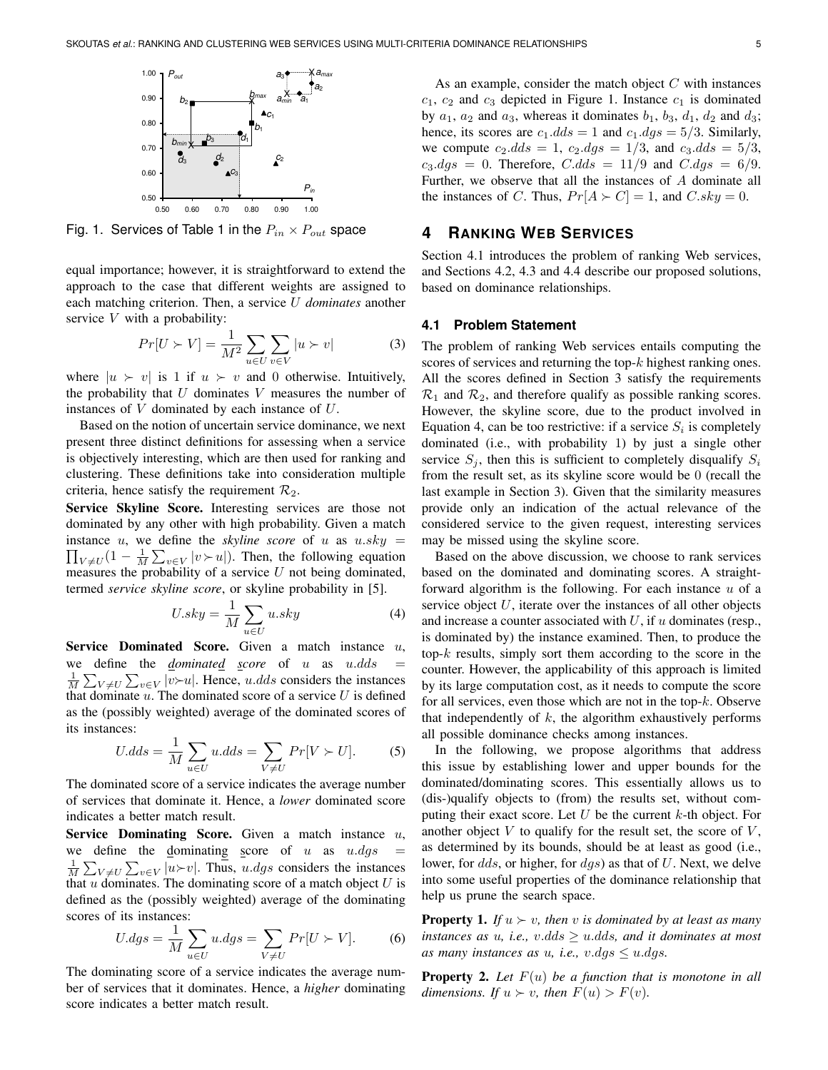Fig. 1. Services of Table 1 in the $P_{in} \times P_{out}$ space

equal importance; however, it is straightforward to extend the approach to the case that different weights are assigned to each matching criterion. Then, a service $U$ *dominates* another service $V$ with a probability:

$$Pr[U \succ V] = \frac{1}{M^2} \sum_{u \in U} \sum_{v \in V} |u \succ v| \qquad (3)$$

where $|u \succ v|$ is 1 if $u \succ v$ and 0 otherwise. Intuitively, the probability that $U$ dominates $V$ measures the number of instances of $V$ dominated by each instance of $U$.

Based on the notion of uncertain service dominance, we next present three distinct definitions for assessing when a service is objectively interesting, which are then used for ranking and clustering. These definitions take into consideration multiple criteria, hence satisfy the requirement $\mathcal{R}_2$.

**Service Skyline Score.** Interesting services are those not dominated by any other with high probability. Given a match instance $u$, we define the *skyline score* of $u$ as $u.sky = \prod_{V \neq U}(1 - \frac{1}{M}\sum_{v \in V} |v \succ u|)$. Then, the following equation measures the probability of a service $U$ not being dominated, termed *service skyline score*, or skyline probability in [5].

$$U.sky = \frac{1}{M} \sum_{u \in U} u.sky \qquad (4)$$

**Service Dominated Score.** Given a match instance $u$, we define the *dominated score* of $u$ as $u.dds = \frac{1}{M}\sum_{V \neq U} \sum_{v \in V} |v \succ u|$. Hence, $u.dds$ considers the instances that dominate $u$. The dominated score of a service $U$ is defined as the (possibly weighted) average of the dominated scores of its instances:

$$U.dds = \frac{1}{M} \sum_{u \in U} u.dds = \sum_{V \neq U} Pr[V \succ U]. \qquad (5)$$

The dominated score of a service indicates the average number of services that dominate it. Hence, a *lower* dominated score indicates a better match result.

**Service Dominating Score.** Given a match instance $u$, we define the dominating score of $u$ as $u.dgs = \frac{1}{M}\sum_{V \neq U} \sum_{v \in V} |u \succ v|$. Thus, $u.dgs$ considers the instances that $u$ dominates. The dominating score of a match object $U$ is defined as the (possibly weighted) average of the dominating scores of its instances:

$$U.dgs = \frac{1}{M} \sum_{u \in U} u.dgs = \sum_{V \neq U} Pr[U \succ V]. \qquad (6)$$

The dominating score of a service indicates the average number of services that it dominates. Hence, a *higher* dominating score indicates a better match result.

As an example, consider the match object $C$ with instances $c_1$, $c_2$ and $c_3$ depicted in Figure 1. Instance $c_1$ is dominated by $a_1$, $a_2$ and $a_3$, whereas it dominates $b_1$, $b_3$, $d_1$, $d_2$ and $d_3$; hence, its scores are $c_1.dds = 1$ and $c_1.dgs = 5/3$. Similarly, we compute $c_2.dds = 1$, $c_2.dgs = 1/3$, and $c_3.dds = 5/3$, $c_3.dgs = 0$. Therefore, $C.dds = 11/9$ and $C.dgs = 6/9$. Further, we observe that all the instances of $A$ dominate all the instances of $C$. Thus, $Pr[A \succ C] = 1$, and $C.sky = 0$.

## 4 Ranking Web Services

Section 4.1 introduces the problem of ranking Web services, and Sections 4.2, 4.3 and 4.4 describe our proposed solutions, based on dominance relationships.

### 4.1 Problem Statement

The problem of ranking Web services entails computing the scores of services and returning the top-$k$ highest ranking ones. All the scores defined in Section 3 satisfy the requirements $\mathcal{R}_1$ and $\mathcal{R}_2$, and therefore qualify as possible ranking scores. However, the skyline score, due to the product involved in Equation 4, can be too restrictive: if a service $S_i$ is completely dominated (i.e., with probability 1) by just a single other service $S_j$, then this is sufficient to completely disqualify $S_i$ from the result set, as its skyline score would be 0 (recall the last example in Section 3). Given that the similarity measures provide only an indication of the actual relevance of the considered service to the given request, interesting services may be missed using the skyline score.

Based on the above discussion, we choose to rank services based on the dominated and dominating scores. A straightforward algorithm is the following. For each instance $u$ of a service object $U$, iterate over the instances of all other objects and increase a counter associated with $U$, if $u$ dominates (resp., is dominated by) the instance examined. Then, to produce the top-$k$ results, simply sort them according to the score in the counter. However, the applicability of this approach is limited by its large computation cost, as it needs to compute the score for all services, even those which are not in the top-$k$. Observe that independently of $k$, the algorithm exhaustively performs all possible dominance checks among instances.

In the following, we propose algorithms that address this issue by establishing lower and upper bounds for the dominated/dominating scores. This essentially allows us to (dis-)qualify objects to (from) the results set, without computing their exact score. Let $U$ be the current $k$-th object. For another object $V$ to qualify for the result set, the score of $V$, as determined by its bounds, should be at least as good (i.e., lower, for $dds$, or higher, for $dgs$) as that of $U$. Next, we delve into some useful properties of the dominance relationship that help us prune the search space.

**Property 1.** *If $u \succ v$, then $v$ is dominated by at least as many instances as $u$, i.e., $v.dds \geq u.dds$, and it dominates at most as many instances as $u$, i.e., $v.dgs \leq u.dgs$.*

**Property 2.** *Let $F(u)$ be a function that is monotone in all dimensions. If $u \succ v$, then $F(u) > F(v)$.*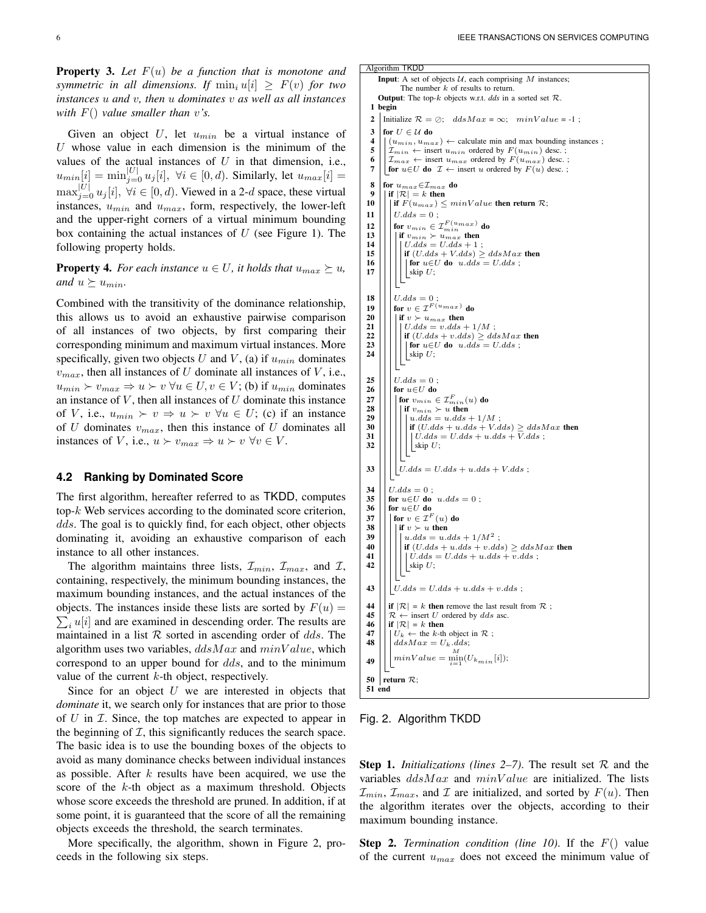**Property 3.** *Let $F(u)$ be a function that is monotone and symmetric in all dimensions. If $\min_i u[i] \geq F(v)$ for two instances $u$ and $v$, then $u$ dominates $v$ as well as all instances with $F()$ value smaller than $v$'s.*

Given an object $U$, let $u_{min}$ be a virtual instance of $U$ whose value in each dimension is the minimum of the values of the actual instances of $U$ in that dimension, i.e., $u_{min}[i] = \min_{j=0}^{|U|} u_j[i],\ \forall i \in [0, d)$. Similarly, let $u_{max}[i] = \max_{j=0}^{|U|} u_j[i],\ \forall i \in [0, d)$. Viewed in a 2-$d$ space, these virtual instances, $u_{min}$ and $u_{max}$, form, respectively, the lower-left and the upper-right corners of a virtual minimum bounding box containing the actual instances of $U$ (see Figure 1). The following property holds.

**Property 4.** *For each instance $u \in U$, it holds that $u_{max} \succeq u$, and $u \succeq u_{min}$.*

Combined with the transitivity of the dominance relationship, this allows us to avoid an exhaustive pairwise comparison of all instances of two objects, by first comparing their corresponding minimum and maximum virtual instances. More specifically, given two objects $U$ and $V$, (a) if $u_{min}$ dominates $v_{max}$, then all instances of $U$ dominate all instances of $V$, i.e., $u_{min} \succ v_{max} \Rightarrow u \succ v\ \forall u \in U, v \in V$; (b) if $u_{min}$ dominates an instance of $V$, then all instances of $U$ dominate this instance of $V$, i.e., $u_{min} \succ v \Rightarrow u \succ v\ \forall u \in U$; (c) if an instance of $U$ dominates $v_{max}$, then this instance of $U$ dominates all instances of $V$, i.e., $u \succ v_{max} \Rightarrow u \succ v\ \forall v \in V$.

## 4.2 Ranking by Dominated Score

The first algorithm, hereafter referred to as TKDD, computes top-$k$ Web services according to the dominated score criterion, $dds$. The goal is to quickly find, for each object, other objects dominating it, avoiding an exhaustive comparison of each instance to all other instances.

The algorithm maintains three lists, $\mathcal{I}_{min}$, $\mathcal{I}_{max}$, and $\mathcal{I}$, containing, respectively, the minimum bounding instances, the maximum bounding instances, and the actual instances of the objects. The instances inside these lists are sorted by $F(u) = \sum_i u[i]$ and are examined in descending order. The results are maintained in a list $\mathcal{R}$ sorted in ascending order of $dds$. The algorithm uses two variables, $ddsMax$ and $minValue$, which correspond to an upper bound for $dds$, and to the minimum value of the current $k$-th object, respectively.

Since for an object $U$ we are interested in objects that *dominate* it, we search only for instances that are prior to those of $U$ in $\mathcal{I}$. Since, the top matches are expected to appear in the beginning of $\mathcal{I}$, this significantly reduces the search space. The basic idea is to use the bounding boxes of the objects to avoid as many dominance checks between individual instances as possible. After $k$ results have been acquired, we use the score of the $k$-th object as a maximum threshold. Objects whose score exceeds the threshold are pruned. In addition, if at some point, it is guaranteed that the score of all the remaining objects exceeds the threshold, the search terminates.

More specifically, the algorithm, shown in Figure 2, proceeds in the following six steps.

```
Algorithm TKDD
   Input: A set of objects U, each comprising M instances;
          The number k of results to return.
   Output: The top-k objects w.r.t. dds in a sorted set R.
 1 begin
 2   Initialize R = ∅;  ddsMax = ∞;  minValue = -1 ;
 3   for U ∈ U do
 4     (u_min, u_max) ← calculate min and max bounding instances ;
 5     I_min ← insert u_min ordered by F(u_min) desc. ;
 6     I_max ← insert u_max ordered by F(u_max) desc. ;
 7     for u∈U do  I ← insert u ordered by F(u) desc. ;
 8   for u_max ∈ I_max do
 9     if |R| = k then
10       if F(u_max) ≤ minValue then return R;
11     U.dds = 0 ;
12     for v_min ∈ I_min^{F(u_max)} do
13       if v_min ≻ u_max then
14         U.dds = U.dds + 1 ;
15         if (U.dds + V.dds) ≥ ddsMax then
16           for u∈U do  u.dds = U.dds ;
17           skip U;
18     U.dds = 0 ;
19     for v ∈ I^{F(u_max)} do
20       if v ≻ u_max then
21         U.dds = v.dds + 1/M ;
22         if (U.dds + v.dds) ≥ ddsMax then
23           for u∈U do  u.dds = U.dds ;
24           skip U;
25     U.dds = 0 ;
26     for u∈U do
27       for v_min ∈ I_min^F(u) do
28         if v_min ≻ u then
29           u.dds = u.dds + 1/M ;
30           if (U.dds + u.dds + V.dds) ≥ ddsMax then
31             U.dds = U.dds + u.dds + V.dds ;
32             skip U;
33       U.dds = U.dds + u.dds + V.dds ;
34     U.dds = 0 ;
35     for u∈U do  u.dds = 0 ;
36     for u∈U do
37       for v ∈ I^F(u) do
38         if v ≻ u then
39           u.dds = u.dds + 1/M^2 ;
40           if (U.dds + u.dds + v.dds) ≥ ddsMax then
41             U.dds = U.dds + u.dds + v.dds ;
42             skip U;
43       U.dds = U.dds + u.dds + v.dds ;
44     if |R| = k then remove the last result from R ;
45     R ← insert U ordered by dds asc. ;
46     if |R| = k then
47       U_k ← the k-th object in R ;
48       ddsMax = U_k.dds;
49       minValue = min_{i=1}^{M}(U_{k_min}[i]);
50   return R;
51 end
```

Fig. 2. Algorithm TKDD

**Step 1.** *Initializations (lines 2–7).* The result set $\mathcal{R}$ and the variables $ddsMax$ and $minValue$ are initialized. The lists $\mathcal{I}_{min}$, $\mathcal{I}_{max}$, and $\mathcal{I}$ are initialized, and sorted by $F(u)$. Then the algorithm iterates over the objects, according to their maximum bounding instance.

**Step 2.** *Termination condition (line 10).* If the $F()$ value of the current $u_{max}$ does not exceed the minimum value of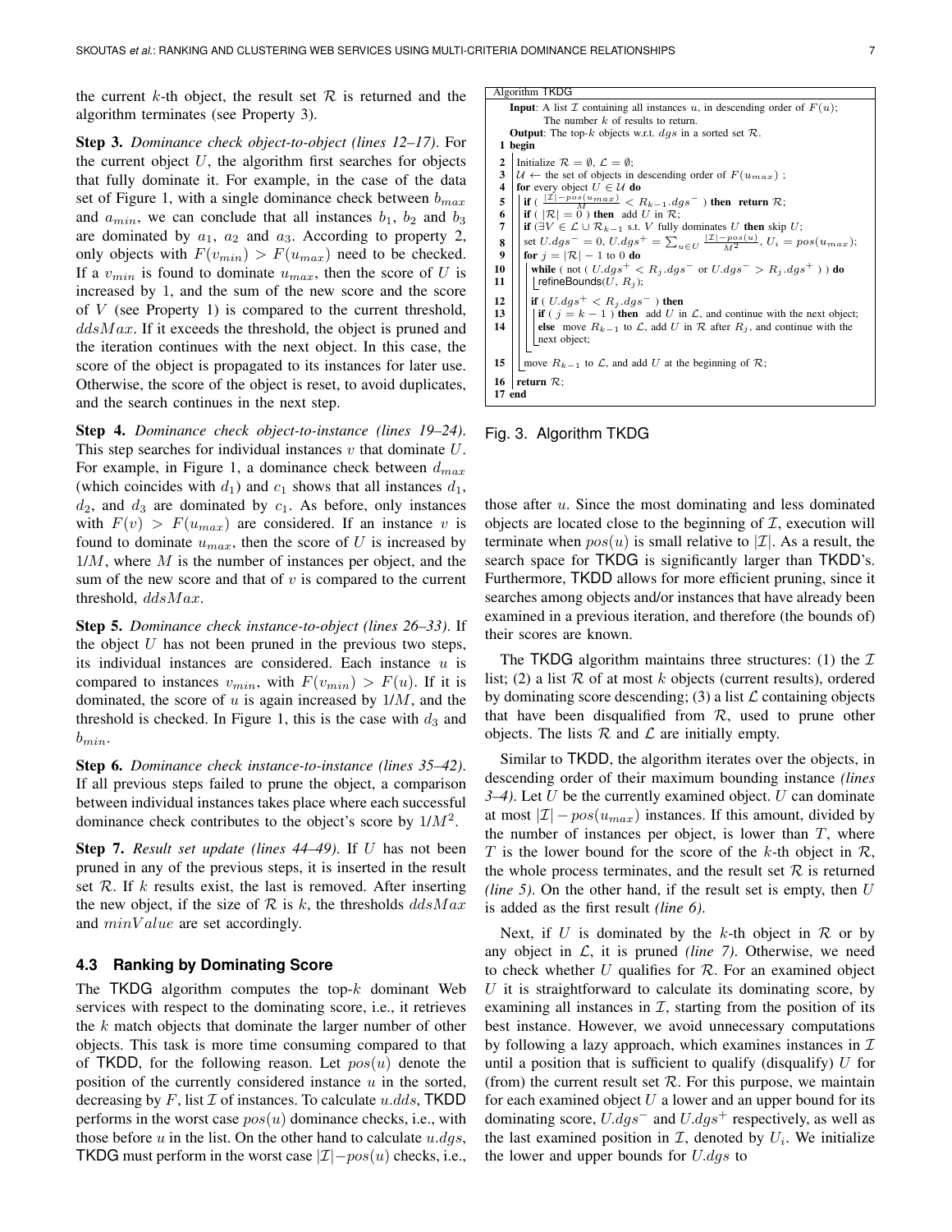the current $k$-th object, the result set $\mathcal{R}$ is returned and the algorithm terminates (see Property 3).

**Step 3.** *Dominance check object-to-object (lines 12–17).* For the current object $U$, the algorithm first searches for objects that fully dominate it. For example, in the case of the data set of Figure 1, with a single dominance check between $b_{max}$ and $a_{min}$, we can conclude that all instances $b_1$, $b_2$ and $b_3$ are dominated by $a_1$, $a_2$ and $a_3$. According to property 2, only objects with $F(v_{min}) > F(u_{max})$ need to be checked. If a $v_{min}$ is found to dominate $u_{max}$, then the score of $U$ is increased by 1, and the sum of the new score and the score of $V$ (see Property 1) is compared to the current threshold, $ddsMax$. If it exceeds the threshold, the object is pruned and the iteration continues with the next object. In this case, the score of the object is propagated to its instances for later use. Otherwise, the score of the object is reset, to avoid duplicates, and the search continues in the next step.

**Step 4.** *Dominance check object-to-instance (lines 19–24).* This step searches for individual instances $v$ that dominate $U$. For example, in Figure 1, a dominance check between $d_{max}$ (which coincides with $d_1$) and $c_1$ shows that all instances $d_1$, $d_2$, and $d_3$ are dominated by $c_1$. As before, only instances with $F(v) > F(u_{max})$ are considered. If an instance $v$ is found to dominate $u_{max}$, then the score of $U$ is increased by $1/M$, where $M$ is the number of instances per object, and the sum of the new score and that of $v$ is compared to the current threshold, $ddsMax$.

**Step 5.** *Dominance check instance-to-object (lines 26–33).* If the object $U$ has not been pruned in the previous two steps, its individual instances are considered. Each instance $u$ is compared to instances $v_{min}$, with $F(v_{min}) > F(u)$. If it is dominated, the score of $u$ is again increased by $1/M$, and the threshold is checked. In Figure 1, this is the case with $d_3$ and $b_{min}$.

**Step 6.** *Dominance check instance-to-instance (lines 35–42).* If all previous steps failed to prune the object, a comparison between individual instances takes place where each successful dominance check contributes to the object's score by $1/M^2$.

**Step 7.** *Result set update (lines 44–49).* If $U$ has not been pruned in any of the previous steps, it is inserted in the result set $\mathcal{R}$. If $k$ results exist, the last is removed. After inserting the new object, if the size of $\mathcal{R}$ is $k$, the thresholds $ddsMax$ and $minValue$ are set accordingly.

### 4.3 Ranking by Dominating Score

The TKDG algorithm computes the top-$k$ dominant Web services with respect to the dominating score, i.e., it retrieves the $k$ match objects that dominate the larger number of other objects. This task is more time consuming compared to that of TKDD, for the following reason. Let $pos(u)$ denote the position of the currently considered instance $u$ in the sorted, decreasing by $F$, list $\mathcal{I}$ of instances. To calculate $u.dds$, TKDD performs in the worst case $pos(u)$ dominance checks, i.e., with those before $u$ in the list. On the other hand to calculate $u.dgs$, TKDG must perform in the worst case $|\mathcal{I}| - pos(u)$ checks, i.e., those after $u$. Since the most dominating and less dominated objects are located close to the beginning of $\mathcal{I}$, execution will terminate when $pos(u)$ is small relative to $|\mathcal{I}|$. As a result, the search space for TKDG is significantly larger than TKDD's. Furthermore, TKDD allows for more efficient pruning, since it searches among objects and/or instances that have already been examined in a previous iteration, and therefore (the bounds of) their scores are known.

```
Algorithm TKDG
   Input: A list I containing all instances u, in descending order of F(u);
          The number k of results to return.
   Output: The top-k objects w.r.t. dgs in a sorted set R.
 1 begin
 2   Initialize R = ∅, L = ∅;
 3   U ← the set of objects in descending order of F(u_max) ;
 4   for every object U ∈ U do
 5     if ( (|I| − pos(u_max))/M < R_{k−1}.dgs⁻ ) then return R;
 6     if ( |R| = 0 ) then add U in R;
 7     if (∃V ∈ L ∪ R_{k−1} s.t. V fully dominates U then skip U;
 8     set U.dgs⁻ = 0, U.dgs⁺ = Σ_{u∈U} (|I| − pos(u))/M², U_i = pos(u_max);
 9     for j = |R| − 1 to 0 do
10       while ( not ( U.dgs⁺ < R_j.dgs⁻ or U.dgs⁻ > R_j.dgs⁺ ) ) do
11         refineBounds(U, R_j);
12       if ( U.dgs⁺ < R_j.dgs⁻ ) then
13         if ( j = k − 1 ) then add U in L, and continue with the next object;
14         else move R_{k−1} to L, add U in R after R_j, and continue with the
             next object;
15     move R_{k−1} to L, and add U at the beginning of R;
16   return R;
17 end
```

Fig. 3. Algorithm TKDG

The TKDG algorithm maintains three structures: (1) the $\mathcal{I}$ list; (2) a list $\mathcal{R}$ of at most $k$ objects (current results), ordered by dominating score descending; (3) a list $\mathcal{L}$ containing objects that have been disqualified from $\mathcal{R}$, used to prune other objects. The lists $\mathcal{R}$ and $\mathcal{L}$ are initially empty.

Similar to TKDD, the algorithm iterates over the objects, in descending order of their maximum bounding instance *(lines 3–4)*. Let $U$ be the currently examined object. $U$ can dominate at most $|\mathcal{I}| - pos(u_{max})$ instances. If this amount, divided by the number of instances per object, is lower than $T$, where $T$ is the lower bound for the score of the $k$-th object in $\mathcal{R}$, the whole process terminates, and the result set $\mathcal{R}$ is returned *(line 5)*. On the other hand, if the result set is empty, then $U$ is added as the first result *(line 6)*.

Next, if $U$ is dominated by the $k$-th object in $\mathcal{R}$ or by any object in $\mathcal{L}$, it is pruned *(line 7)*. Otherwise, we need to check whether $U$ qualifies for $\mathcal{R}$. For an examined object $U$ it is straightforward to calculate its dominating score, by examining all instances in $\mathcal{I}$, starting from the position of its best instance. However, we avoid unnecessary computations by following a lazy approach, which examines instances in $\mathcal{I}$ until a position that is sufficient to qualify (disqualify) $U$ for (from) the current result set $\mathcal{R}$. For this purpose, we maintain for each examined object $U$ a lower and an upper bound for its dominating score, $U.dgs^-$ and $U.dgs^+$ respectively, as well as the last examined position in $\mathcal{I}$, denoted by $U_i$. We initialize the lower and upper bounds for $U.dgs$ to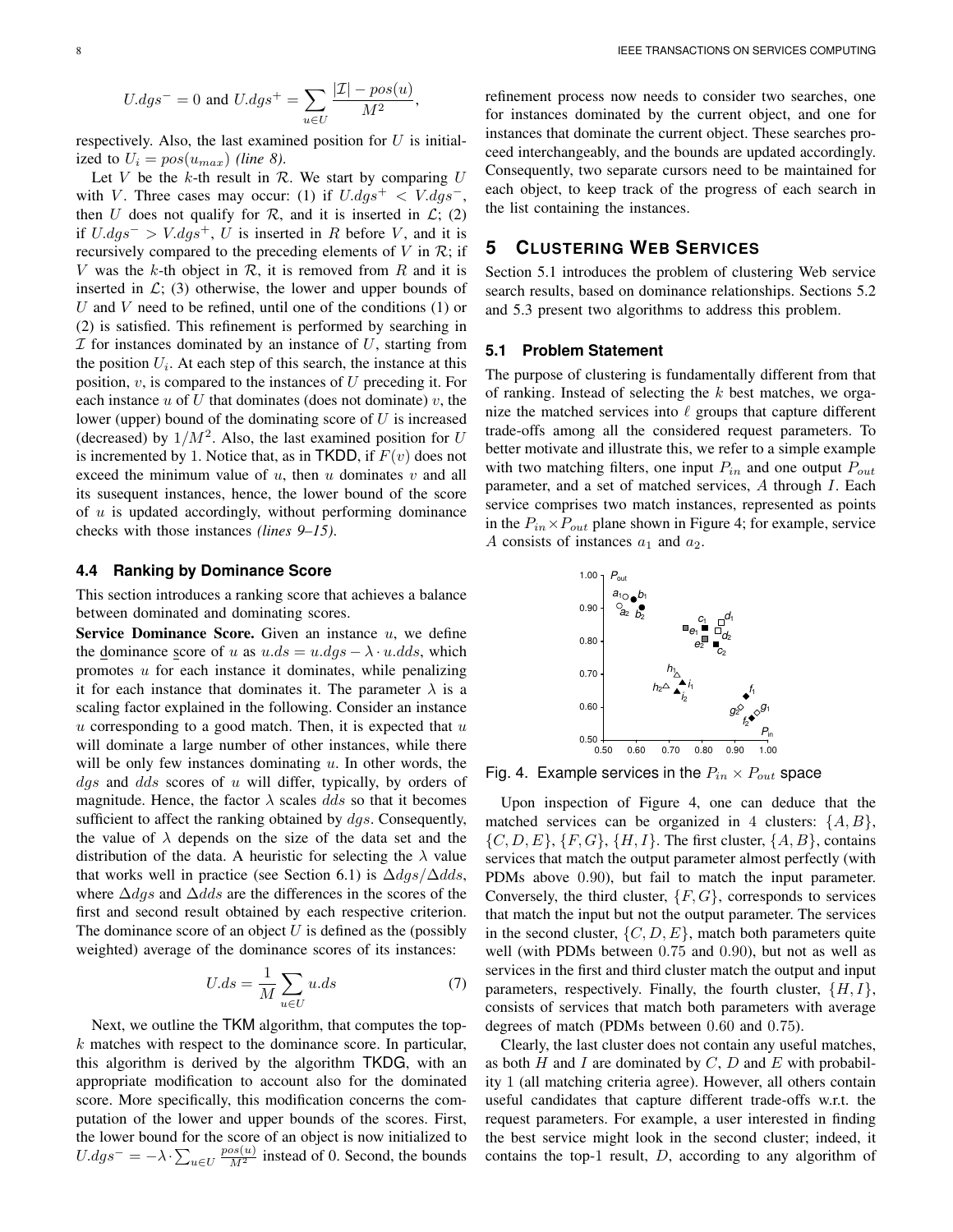$$U.dgs^- = 0 \text{ and } U.dgs^+ = \sum_{u \in U} \frac{|\mathcal{I}| - pos(u)}{M^2},$$

respectively. Also, the last examined position for $U$ is initialized to $U_i = pos(u_{max})$ *(line 8)*.

Let $V$ be the $k$-th result in $\mathcal{R}$. We start by comparing $U$ with $V$. Three cases may occur: (1) if $U.dgs^+ < V.dgs^-$, then $U$ does not qualify for $\mathcal{R}$, and it is inserted in $\mathcal{L}$; (2) if $U.dgs^- > V.dgs^+$, $U$ is inserted in $R$ before $V$, and it is recursively compared to the preceding elements of $V$ in $\mathcal{R}$; if $V$ was the $k$-th object in $\mathcal{R}$, it is removed from $R$ and it is inserted in $\mathcal{L}$; (3) otherwise, the lower and upper bounds of $U$ and $V$ need to be refined, until one of the conditions (1) or (2) is satisfied. This refinement is performed by searching in $\mathcal{I}$ for instances dominated by an instance of $U$, starting from the position $U_i$. At each step of this search, the instance at this position, $v$, is compared to the instances of $U$ preceding it. For each instance $u$ of $U$ that dominates (does not dominate) $v$, the lower (upper) bound of the dominating score of $U$ is increased (decreased) by $1/M^2$. Also, the last examined position for $U$ is incremented by 1. Notice that, as in TKDD, if $F(v)$ does not exceed the minimum value of $u$, then $u$ dominates $v$ and all its susequent instances, hence, the lower bound of the score of $u$ is updated accordingly, without performing dominance checks with those instances *(lines 9–15)*.

### 4.4 Ranking by Dominance Score

This section introduces a ranking score that achieves a balance between dominated and dominating scores.

**Service Dominance Score.** Given an instance $u$, we define the dominance score of $u$ as $u.ds = u.dgs - \lambda \cdot u.dds$, which promotes $u$ for each instance it dominates, while penalizing it for each instance that dominates it. The parameter $\lambda$ is a scaling factor explained in the following. Consider an instance $u$ corresponding to a good match. Then, it is expected that $u$ will dominate a large number of other instances, while there will be only few instances dominating $u$. In other words, the $dgs$ and $dds$ scores of $u$ will differ, typically, by orders of magnitude. Hence, the factor $\lambda$ scales $dds$ so that it becomes sufficient to affect the ranking obtained by $dgs$. Consequently, the value of $\lambda$ depends on the size of the data set and the distribution of the data. A heuristic for selecting the $\lambda$ value that works well in practice (see Section 6.1) is $\Delta dgs / \Delta dds$, where $\Delta dgs$ and $\Delta dds$ are the differences in the scores of the first and second result obtained by each respective criterion. The dominance score of an object $U$ is defined as the (possibly weighted) average of the dominance scores of its instances:

$$U.ds = \frac{1}{M} \sum_{u \in U} u.ds \tag{7}$$

Next, we outline the TKM algorithm, that computes the top-$k$ matches with respect to the dominance score. In particular, this algorithm is derived by the algorithm TKDG, with an appropriate modification to account also for the dominated score. More specifically, this modification concerns the computation of the lower and upper bounds of the scores. First, the lower bound for the score of an object is now initialized to $U.dgs^- = -\lambda \cdot \sum_{u \in U} \frac{pos(u)}{M^2}$ instead of 0. Second, the bounds refinement process now needs to consider two searches, one for instances dominated by the current object, and one for instances that dominate the current object. These searches proceed interchangeably, and the bounds are updated accordingly. Consequently, two separate cursors need to be maintained for each object, to keep track of the progress of each search in the list containing the instances.

## 5 Clustering Web Services

Section 5.1 introduces the problem of clustering Web service search results, based on dominance relationships. Sections 5.2 and 5.3 present two algorithms to address this problem.

### 5.1 Problem Statement

The purpose of clustering is fundamentally different from that of ranking. Instead of selecting the $k$ best matches, we organize the matched services into $\ell$ groups that capture different trade-offs among all the considered request parameters. To better motivate and illustrate this, we refer to a simple example with two matching filters, one input $P_{in}$ and one output $P_{out}$ parameter, and a set of matched services, $A$ through $I$. Each service comprises two match instances, represented as points in the $P_{in} \times P_{out}$ plane shown in Figure 4; for example, service $A$ consists of instances $a_1$ and $a_2$.

Fig. 4. Example services in the $P_{in} \times P_{out}$ space

Upon inspection of Figure 4, one can deduce that the matched services can be organized in 4 clusters: $\{A, B\}$, $\{C, D, E\}$, $\{F, G\}$, $\{H, I\}$. The first cluster, $\{A, B\}$, contains services that match the output parameter almost perfectly (with PDMs above 0.90), but fail to match the input parameter. Conversely, the third cluster, $\{F, G\}$, corresponds to services that match the input but not the output parameter. The services in the second cluster, $\{C, D, E\}$, match both parameters quite well (with PDMs between 0.75 and 0.90), but not as well as services in the first and third cluster match the output and input parameters, respectively. Finally, the fourth cluster, $\{H, I\}$, consists of services that match both parameters with average degrees of match (PDMs between 0.60 and 0.75).

Clearly, the last cluster does not contain any useful matches, as both $H$ and $I$ are dominated by $C$, $D$ and $E$ with probability 1 (all matching criteria agree). However, all others contain useful candidates that capture different trade-offs w.r.t. the request parameters. For example, a user interested in finding the best service might look in the second cluster; indeed, it contains the top-1 result, $D$, according to any algorithm of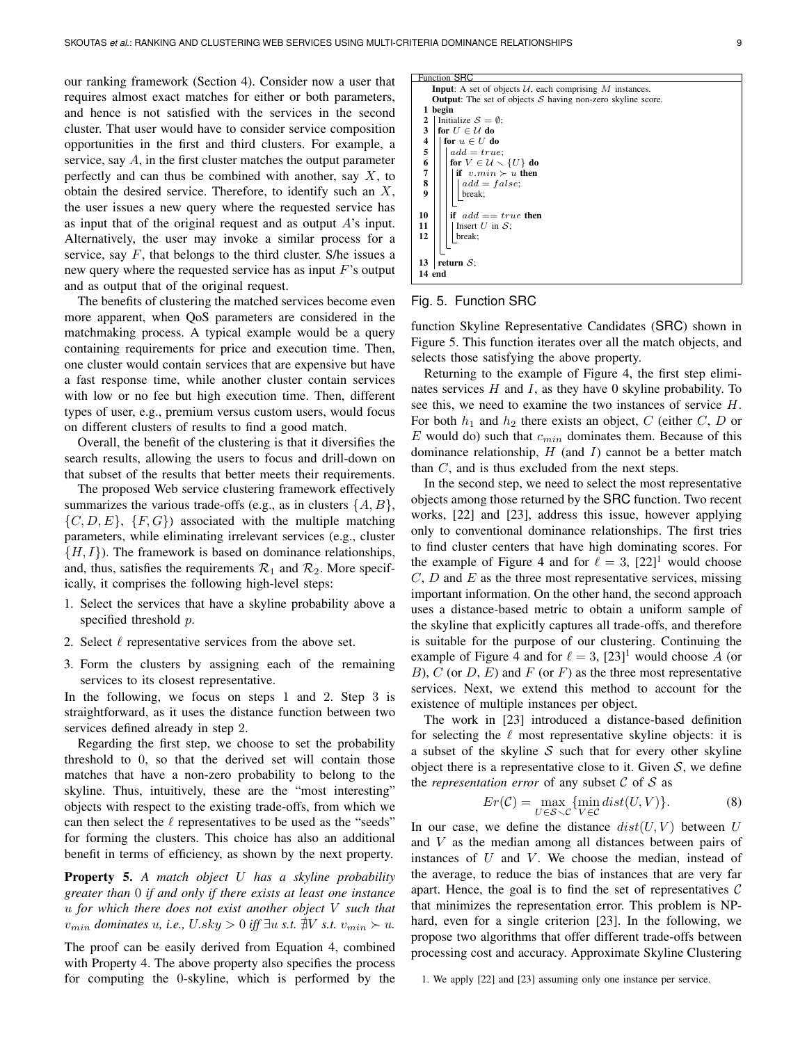our ranking framework (Section 4). Consider now a user that requires almost exact matches for either or both parameters, and hence is not satisfied with the services in the second cluster. That user would have to consider service composition opportunities in the first and third clusters. For example, a service, say $A$, in the first cluster matches the output parameter perfectly and can thus be combined with another, say $X$, to obtain the desired service. Therefore, to identify such an $X$, the user issues a new query where the requested service has as input that of the original request and as output $A$'s input. Alternatively, the user may invoke a similar process for a service, say $F$, that belongs to the third cluster. S/he issues a new query where the requested service has as input $F$'s output and as output that of the original request.

The benefits of clustering the matched services become even more apparent, when QoS parameters are considered in the matchmaking process. A typical example would be a query containing requirements for price and execution time. Then, one cluster would contain services that are expensive but have a fast response time, while another cluster contain services with low or no fee but high execution time. Then, different types of user, e.g., premium versus custom users, would focus on different clusters of results to find a good match.

Overall, the benefit of the clustering is that it diversifies the search results, allowing the users to focus and drill-down on that subset of the results that better meets their requirements.

The proposed Web service clustering framework effectively summarizes the various trade-offs (e.g., as in clusters $\{A, B\}$, $\{C, D, E\}$, $\{F, G\}$) associated with the multiple matching parameters, while eliminating irrelevant services (e.g., cluster $\{H, I\}$). The framework is based on dominance relationships, and, thus, satisfies the requirements $\mathcal{R}_1$ and $\mathcal{R}_2$. More specifically, it comprises the following high-level steps:

1. Select the services that have a skyline probability above a specified threshold $p$.
2. Select $\ell$ representative services from the above set.
3. Form the clusters by assigning each of the remaining services to its closest representative.

In the following, we focus on steps 1 and 2. Step 3 is straightforward, as it uses the distance function between two services defined already in step 2.

Regarding the first step, we choose to set the probability threshold to 0, so that the derived set will contain those matches that have a non-zero probability to belong to the skyline. Thus, intuitively, these are the "most interesting" objects with respect to the existing trade-offs, from which we can then select the $\ell$ representatives to be used as the "seeds" for forming the clusters. This choice has also an additional benefit in terms of efficiency, as shown by the next property.

**Property 5.** *A match object $U$ has a skyline probability greater than 0 if and only if there exists at least one instance $u$ for which there does not exist another object $V$ such that $v_{min}$ dominates $u$, i.e., $U.sky > 0$ iff $\exists u$ s.t. $\nexists V$ s.t. $v_{min} \succ u$.*

The proof can be easily derived from Equation 4, combined with Property 4. The above property also specifies the process for computing the 0-skyline, which is performed by the function Skyline Representative Candidates (SRC) shown in Figure 5. This function iterates over all the match objects, and selects those satisfying the above property.

```
Function SRC
  Input: A set of objects U, each comprising M instances.
  Output: The set of objects S having non-zero skyline score.
1  begin
2    Initialize S = ∅;
3    for U ∈ U do
4      for u ∈ U do
5        add = true;
6        for V ∈ U ∖ {U} do
7          if v.min ≻ u then
8            add = false;
9            break;
10       if add == true then
11         Insert U in S;
12         break;
13   return S;
14 end
```

Fig. 5. Function SRC

Returning to the example of Figure 4, the first step eliminates services $H$ and $I$, as they have 0 skyline probability. To see this, we need to examine the two instances of service $H$. For both $h_1$ and $h_2$ there exists an object, $C$ (either $C$, $D$ or $E$ would do) such that $c_{min}$ dominates them. Because of this dominance relationship, $H$ (and $I$) cannot be a better match than $C$, and is thus excluded from the next steps.

In the second step, we need to select the most representative objects among those returned by the SRC function. Two recent works, [22] and [23], address this issue, however applying only to conventional dominance relationships. The first tries to find cluster centers that have high dominating scores. For the example of Figure 4 and for $\ell = 3$, [22][1] would choose $C$, $D$ and $E$ as the three most representative services, missing important information. On the other hand, the second approach uses a distance-based metric to obtain a uniform sample of the skyline that explicitly captures all trade-offs, and therefore is suitable for the purpose of our clustering. Continuing the example of Figure 4 and for $\ell = 3$, [23][1] would choose $A$ (or $B$), $C$ (or $D$, $E$) and $F$ (or $F$) as the three most representative services. Next, we extend this method to account for the existence of multiple instances per object.

The work in [23] introduced a distance-based definition for selecting the $\ell$ most representative skyline objects: it is a subset of the skyline $\mathcal{S}$ such that for every other skyline object there is a representative close to it. Given $\mathcal{S}$, we define the *representation error* of any subset $\mathcal{C}$ of $\mathcal{S}$ as

$$Er(\mathcal{C}) = \max_{U \in \mathcal{S} \setminus \mathcal{C}} \{\min_{V \in \mathcal{C}} dist(U, V)\}. \tag{8}$$

In our case, we define the distance $dist(U, V)$ between $U$ and $V$ as the median among all distances between pairs of instances of $U$ and $V$. We choose the median, instead of the average, to reduce the bias of instances that are very far apart. Hence, the goal is to find the set of representatives $\mathcal{C}$ that minimizes the representation error. This problem is NP-hard, even for a single criterion [23]. In the following, we propose two algorithms that offer different trade-offs between processing cost and accuracy. Approximate Skyline Clustering

1. We apply [22] and [23] assuming only one instance per service.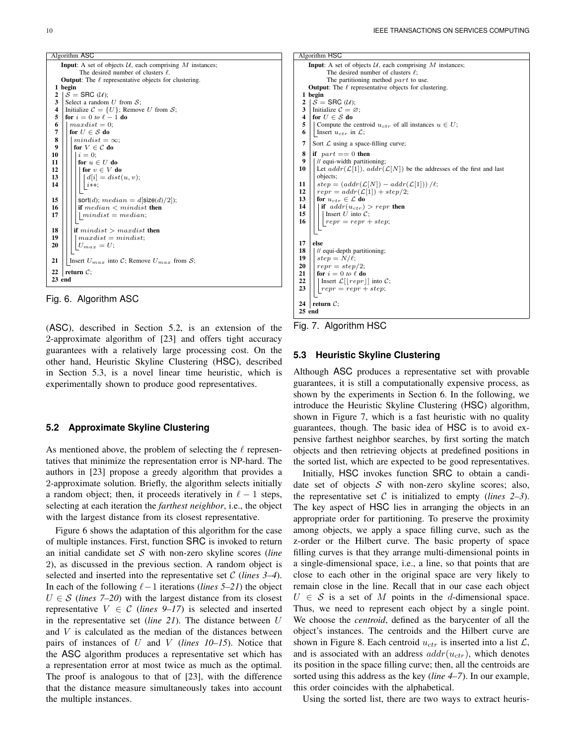```
Algorithm ASC
Input: A set of objects U, each comprising M instances;
       The desired number of clusters ℓ.
Output: The ℓ representative objects for clustering.
1  begin
2    S = SRC (U);
3    Select a random U from S;
4    Initialize C = {U}; Remove U from S;
5    for i = 0 to ℓ − 1 do
6      maxdist = 0;
7      for U ∈ S do
8        mindist = ∞;
9        for V ∈ C do
10         i = 0;
11         for u ∈ U do
12           for v ∈ V do
13             d[i] = dist(u, v);
14             i++;
15         sort(d); median = d[size(d)/2];
16         if median < mindist then
17           mindist = median;
18       if mindist > maxdist then
19         maxdist = mindist;
20         U_max = U;
21     Insert U_max into C; Remove U_max from S;
22   return C;
23 end
```

Fig. 6. Algorithm ASC

```
Algorithm HSC
Input: A set of objects U, each comprising M instances;
       The desired number of clusters ℓ;
       The partitioning method part to use.
Output: The ℓ representative objects for clustering.
1  begin
2    S = SRC (U);
3    Initialize C = ∅;
4    for U ∈ S do
5      Compute the centroid u_ctr of all instances u ∈ U;
6      Insert u_ctr in L;
7    Sort L using a space-filling curve;
8    if part == 0 then
9      // equi-width partitioning;
10     Let addr(L[1]), addr(L[N]) be the addresses of the first and last
       objects;
11     step = (addr(L[N]) − addr(L[1])) /ℓ;
12     repr = addr(L[1]) + step/2;
13     for u_ctr ∈ L do
14       if addr(u_ctr) > repr then
15         Insert U into C;
16         repr = repr + step;
17   else
18     // equi-depth partitioning;
19     step = N/ℓ;
20     repr = step/2;
21     for i = 0 to ℓ do
22       Insert L[⌊repr⌋] into C;
23       repr = repr + step;
24   return C;
25 end
```

Fig. 7. Algorithm HSC

(ASC), described in Section 5.2, is an extension of the 2-approximate algorithm of [23] and offers tight accuracy guarantees with a relatively large processing cost. On the other hand, Heuristic Skyline Clustering (HSC), described in Section 5.3, is a novel linear time heuristic, which is experimentally shown to produce good representatives.

### 5.2 Approximate Skyline Clustering

As mentioned above, the problem of selecting the $\ell$ representatives that minimize the representation error is NP-hard. The authors in [23] propose a greedy algorithm that provides a 2-approximate solution. Briefly, the algorithm selects initially a random object; then, it proceeds iteratively in $\ell - 1$ steps, selecting at each iteration the *farthest neighbor*, i.e., the object with the largest distance from its closest representative.

Figure 6 shows the adaptation of this algorithm for the case of multiple instances. First, function SRC is invoked to return an initial candidate set $\mathcal{S}$ with non-zero skyline scores (*line* 2), as discussed in the previous section. A random object is selected and inserted into the representative set $\mathcal{C}$ (*lines 3–4*). In each of the following $\ell - 1$ iterations (*lines 5–21*) the object $U \in \mathcal{S}$ (*lines 7–20*) with the largest distance from its closest representative $V \in \mathcal{C}$ (*lines 9–17*) is selected and inserted in the representative set (*line 21*). The distance between $U$ and $V$ is calculated as the median of the distances between pairs of instances of $U$ and $V$ (*lines 10–15*). Notice that the ASC algorithm produces a representative set which has a representation error at most twice as much as the optimal. The proof is analogous to that of [23], with the difference that the distance measure simultaneously takes into account the multiple instances.

### 5.3 Heuristic Skyline Clustering

Although ASC produces a representative set with provable guarantees, it is still a computationally expensive process, as shown by the experiments in Section 6. In the following, we introduce the Heuristic Skyline Clustering (HSC) algorithm, shown in Figure 7, which is a fast heuristic with no quality guarantees, though. The basic idea of HSC is to avoid expensive farthest neighbor searches, by first sorting the match objects and then retrieving objects at predefined positions in the sorted list, which are expected to be good representatives.

Initially, HSC invokes function SRC to obtain a candidate set of objects $\mathcal{S}$ with non-zero skyline scores; also, the representative set $\mathcal{C}$ is initialized to empty (*lines 2–3*). The key aspect of HSC lies in arranging the objects in an appropriate order for partitioning. To preserve the proximity among objects, we apply a space filling curve, such as the z-order or the Hilbert curve. The basic property of space filling curves is that they arrange multi-dimensional points in a single-dimensional space, i.e., a line, so that points that are close to each other in the original space are very likely to remain close in the line. Recall that in our case each object $U \in \mathcal{S}$ is a set of $M$ points in the $d$-dimensional space. Thus, we need to represent each object by a single point. We choose the *centroid*, defined as the barycenter of all the object's instances. The centroids and the Hilbert curve are shown in Figure 8. Each centroid $u_{ctr}$ is inserted into a list $\mathcal{L}$, and is associated with an address $addr(u_{ctr})$, which denotes its position in the space filling curve; then, all the centroids are sorted using this address as the key (*line 4–7*). In our example, this order coincides with the alphabetical.

Using the sorted list, there are two ways to extract heuris-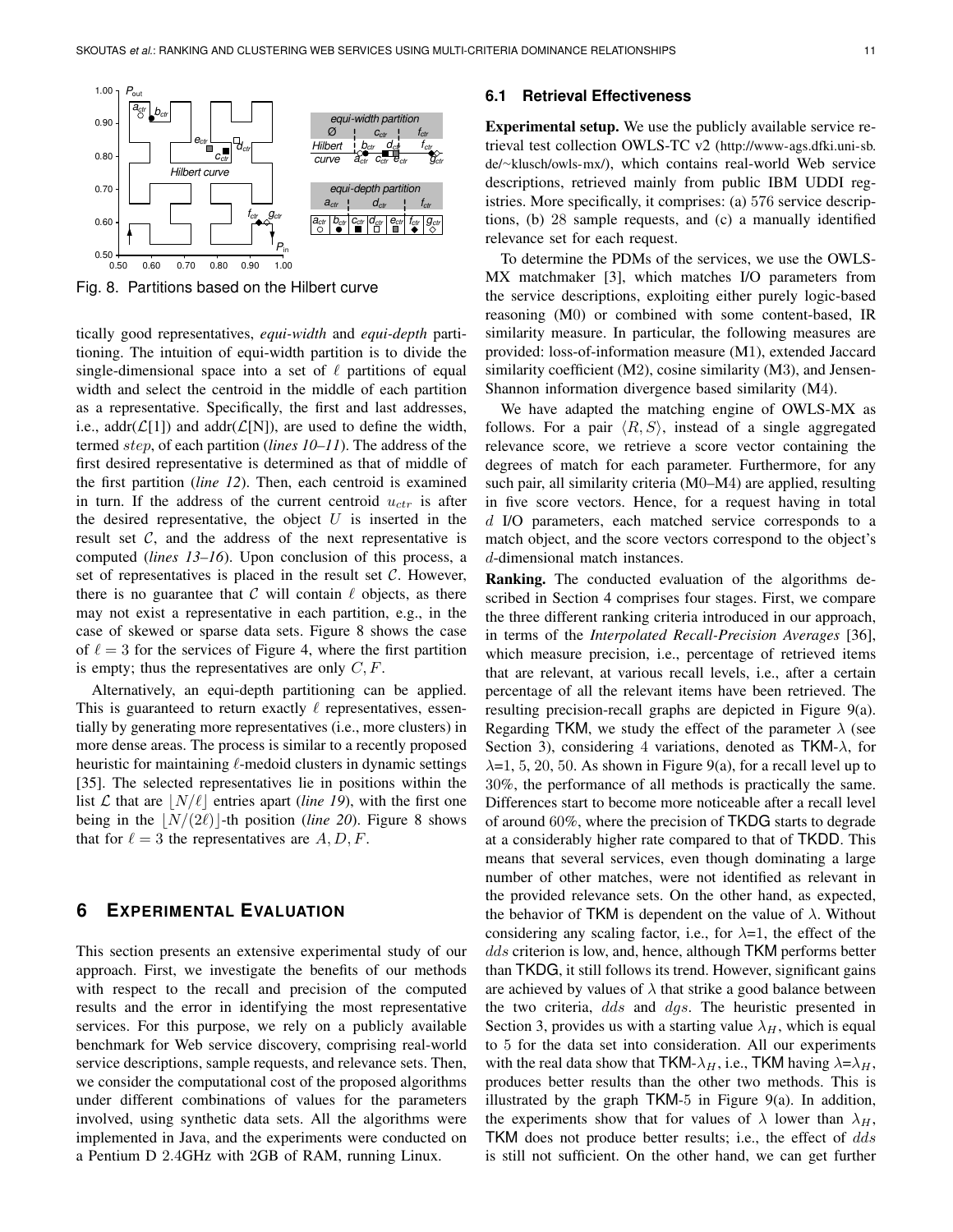Fig. 8. Partitions based on the Hilbert curve

tically good representatives, *equi-width* and *equi-depth* partitioning. The intuition of equi-width partition is to divide the single-dimensional space into a set of $\ell$ partitions of equal width and select the centroid in the middle of each partition as a representative. Specifically, the first and last addresses, i.e., addr($\mathcal{L}$[1]) and addr($\mathcal{L}$[N]), are used to define the width, termed $step$, of each partition (*lines 10–11*). The address of the first desired representative is determined as that of middle of the first partition (*line 12*). Then, each centroid is examined in turn. If the address of the current centroid $u_{ctr}$ is after the desired representative, the object $U$ is inserted in the result set $\mathcal{C}$, and the address of the next representative is computed (*lines 13–16*). Upon conclusion of this process, a set of representatives is placed in the result set $\mathcal{C}$. However, there is no guarantee that $\mathcal{C}$ will contain $\ell$ objects, as there may not exist a representative in each partition, e.g., in the case of skewed or sparse data sets. Figure 8 shows the case of $\ell = 3$ for the services of Figure 4, where the first partition is empty; thus the representatives are only $C, F$.

Alternatively, an equi-depth partitioning can be applied. This is guaranteed to return exactly $\ell$ representatives, essentially by generating more representatives (i.e., more clusters) in more dense areas. The process is similar to a recently proposed heuristic for maintaining $\ell$-medoid clusters in dynamic settings [35]. The selected representatives lie in positions within the list $\mathcal{L}$ that are $\lfloor N/\ell \rfloor$ entries apart (*line 19*), with the first one being in the $\lfloor N/(2\ell) \rfloor$-th position (*line 20*). Figure 8 shows that for $\ell = 3$ the representatives are $A, D, F$.

## 6 Experimental Evaluation

This section presents an extensive experimental study of our approach. First, we investigate the benefits of our methods with respect to the recall and precision of the computed results and the error in identifying the most representative services. For this purpose, we rely on a publicly available benchmark for Web service discovery, comprising real-world service descriptions, sample requests, and relevance sets. Then, we consider the computational cost of the proposed algorithms under different combinations of values for the parameters involved, using synthetic data sets. All the algorithms were implemented in Java, and the experiments were conducted on a Pentium D 2.4GHz with 2GB of RAM, running Linux.

### 6.1 Retrieval Effectiveness

**Experimental setup.** We use the publicly available service retrieval test collection OWLS-TC v2 (http://www-ags.dfki.uni-sb.de/~klusch/owls-mx/), which contains real-world Web service descriptions, retrieved mainly from public IBM UDDI registries. More specifically, it comprises: (a) 576 service descriptions, (b) 28 sample requests, and (c) a manually identified relevance set for each request.

To determine the PDMs of the services, we use the OWLS-MX matchmaker [3], which matches I/O parameters from the service descriptions, exploiting either purely logic-based reasoning (M0) or combined with some content-based, IR similarity measure. In particular, the following measures are provided: loss-of-information measure (M1), extended Jaccard similarity coefficient (M2), cosine similarity (M3), and Jensen-Shannon information divergence based similarity (M4).

We have adapted the matching engine of OWLS-MX as follows. For a pair $\langle R, S \rangle$, instead of a single aggregated relevance score, we retrieve a score vector containing the degrees of match for each parameter. Furthermore, for any such pair, all similarity criteria (M0–M4) are applied, resulting in five score vectors. Hence, for a request having in total $d$ I/O parameters, each matched service corresponds to a match object, and the score vectors correspond to the object's $d$-dimensional match instances.

**Ranking.** The conducted evaluation of the algorithms described in Section 4 comprises four stages. First, we compare the three different ranking criteria introduced in our approach, in terms of the *Interpolated Recall-Precision Averages* [36], which measure precision, i.e., percentage of retrieved items that are relevant, at various recall levels, i.e., after a certain percentage of all the relevant items have been retrieved. The resulting precision-recall graphs are depicted in Figure 9(a). Regarding TKM, we study the effect of the parameter $\lambda$ (see Section 3), considering 4 variations, denoted as TKM-$\lambda$, for $\lambda$=1, 5, 20, 50. As shown in Figure 9(a), for a recall level up to 30%, the performance of all methods is practically the same. Differences start to become more noticeable after a recall level of around 60%, where the precision of TKDG starts to degrade at a considerably higher rate compared to that of TKDD. This means that several services, even though dominating a large number of other matches, were not identified as relevant in the provided relevance sets. On the other hand, as expected, the behavior of TKM is dependent on the value of $\lambda$. Without considering any scaling factor, i.e., for $\lambda$=1, the effect of the $dds$ criterion is low, and, hence, although TKM performs better than TKDG, it still follows its trend. However, significant gains are achieved by values of $\lambda$ that strike a good balance between the two criteria, $dds$ and $dgs$. The heuristic presented in Section 3, provides us with a starting value $\lambda_H$, which is equal to 5 for the data set into consideration. All our experiments with the real data show that TKM-$\lambda_H$, i.e., TKM having $\lambda$=$\lambda_H$, produces better results than the other two methods. This is illustrated by the graph TKM-5 in Figure 9(a). In addition, the experiments show that for values of $\lambda$ lower than $\lambda_H$, TKM does not produce better results; i.e., the effect of $dds$ is still not sufficient. On the other hand, we can get further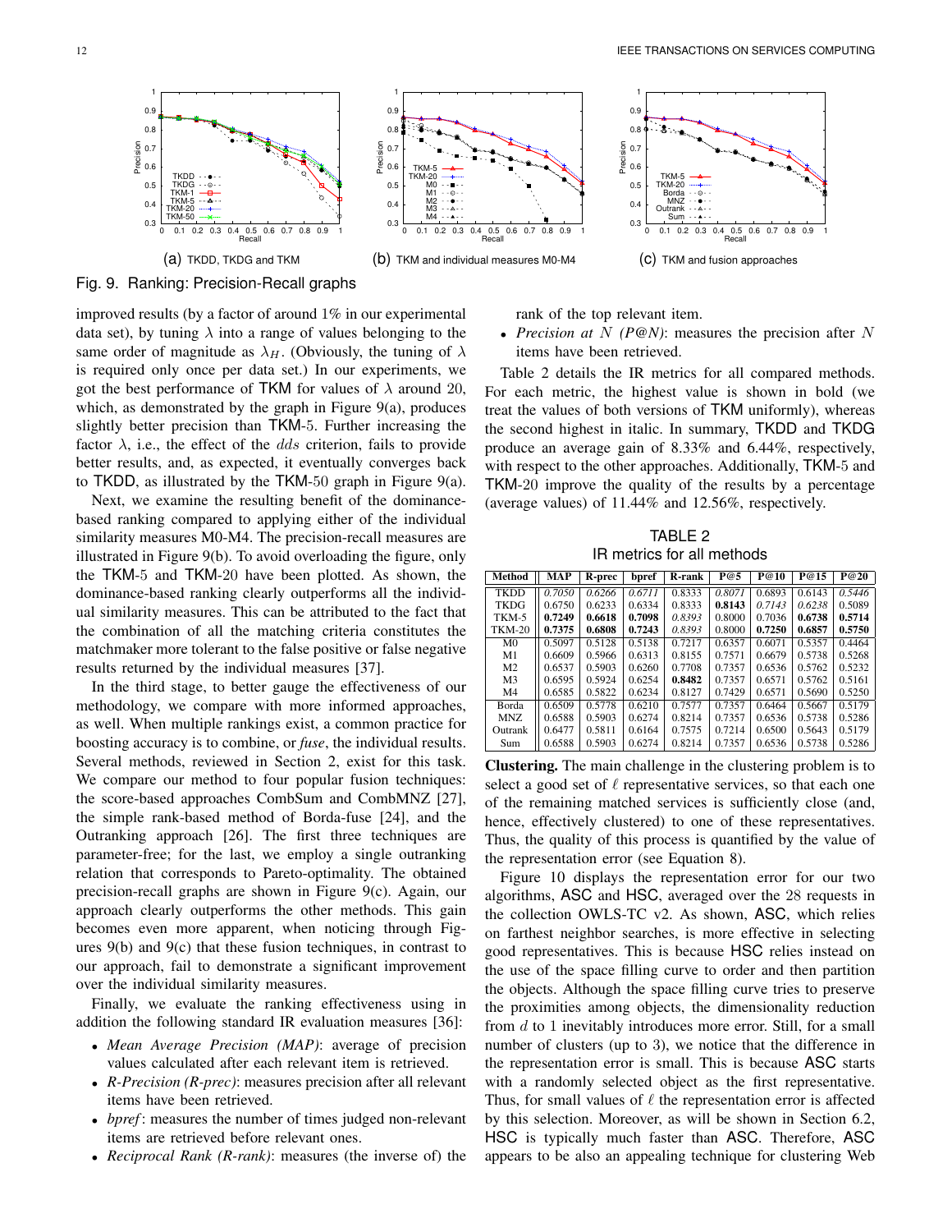Fig. 9. Ranking: Precision-Recall graphs

(a) TKDD, TKDG and TKM

(b) TKM and individual measures M0-M4

(c) TKM and fusion approaches

improved results (by a factor of around 1% in our experimental data set), by tuning $\lambda$ into a range of values belonging to the same order of magnitude as $\lambda_H$. (Obviously, the tuning of $\lambda$ is required only once per data set.) In our experiments, we got the best performance of TKM for values of $\lambda$ around 20, which, as demonstrated by the graph in Figure 9(a), produces slightly better precision than TKM-5. Further increasing the factor $\lambda$, i.e., the effect of the $dds$ criterion, fails to provide better results, and, as expected, it eventually converges back to TKDD, as illustrated by the TKM-50 graph in Figure 9(a).

Next, we examine the resulting benefit of the dominance-based ranking compared to applying either of the individual similarity measures M0-M4. The precision-recall measures are illustrated in Figure 9(b). To avoid overloading the figure, only the TKM-5 and TKM-20 have been plotted. As shown, the dominance-based ranking clearly outperforms all the individual similarity measures. This can be attributed to the fact that the combination of all the matching criteria constitutes the matchmaker more tolerant to the false positive or false negative results returned by the individual measures [37].

In the third stage, to better gauge the effectiveness of our methodology, we compare with more informed approaches, as well. When multiple rankings exist, a common practice for boosting accuracy is to combine, or *fuse*, the individual results. Several methods, reviewed in Section 2, exist for this task. We compare our method to four popular fusion techniques: the score-based approaches CombSum and CombMNZ [27], the simple rank-based method of Borda-fuse [24], and the Outranking approach [26]. The first three techniques are parameter-free; for the last, we employ a single outranking relation that corresponds to Pareto-optimality. The obtained precision-recall graphs are shown in Figure 9(c). Again, our approach clearly outperforms the other methods. This gain becomes even more apparent, when noticing through Figures 9(b) and 9(c) that these fusion techniques, in contrast to our approach, fail to demonstrate a significant improvement over the individual similarity measures.

Finally, we evaluate the ranking effectiveness using in addition the following standard IR evaluation measures [36]:

- *Mean Average Precision (MAP)*: average of precision values calculated after each relevant item is retrieved.
- *R-Precision (R-prec)*: measures precision after all relevant items have been retrieved.
- *bpref*: measures the number of times judged non-relevant items are retrieved before relevant ones.
- *Reciprocal Rank (R-rank)*: measures (the inverse of) the rank of the top relevant item.
- *Precision at $N$ (P@N)*: measures the precision after $N$ items have been retrieved.

Table 2 details the IR metrics for all compared methods. For each metric, the highest value is shown in bold (we treat the values of both versions of TKM uniformly), whereas the second highest in italic. In summary, TKDD and TKDG produce an average gain of 8.33% and 6.44%, respectively, with respect to the other approaches. Additionally, TKM-5 and TKM-20 improve the quality of the results by a percentage (average values) of 11.44% and 12.56%, respectively.

TABLE 2
IR metrics for all methods

| Method | MAP | R-prec | bpref | R-rank | P@5 | P@10 | P@15 | P@20 |
|---|---|---|---|---|---|---|---|---|
| TKDD | *0.7050* | *0.6266* | *0.6711* | 0.8333 | *0.8071* | 0.6893 | 0.6143 | *0.5446* |
| TKDG | 0.6750 | 0.6233 | 0.6334 | 0.8333 | **0.8143** | *0.7143* | *0.6238* | 0.5089 |
| TKM-5 | **0.7249** | **0.6618** | **0.7098** | *0.8393* | 0.8000 | 0.7036 | **0.6738** | **0.5714** |
| TKM-20 | **0.7375** | **0.6808** | **0.7243** | *0.8393* | 0.8000 | **0.7250** | **0.6857** | **0.5750** |
| M0 | 0.5097 | 0.5128 | 0.5138 | 0.7217 | 0.6357 | 0.6071 | 0.5357 | 0.4464 |
| M1 | 0.6609 | 0.5966 | 0.6313 | 0.8155 | 0.7571 | 0.6679 | 0.5738 | 0.5268 |
| M2 | 0.6537 | 0.5903 | 0.6260 | 0.7708 | 0.7357 | 0.6536 | 0.5762 | 0.5232 |
| M3 | 0.6595 | 0.5924 | 0.6254 | **0.8482** | 0.7357 | 0.6571 | 0.5762 | 0.5161 |
| M4 | 0.6585 | 0.5822 | 0.6234 | 0.8127 | 0.7429 | 0.6571 | 0.5690 | 0.5250 |
| Borda | 0.6509 | 0.5778 | 0.6210 | 0.7577 | 0.7357 | 0.6464 | 0.5667 | 0.5179 |
| MNZ | 0.6588 | 0.5903 | 0.6274 | 0.8214 | 0.7357 | 0.6536 | 0.5738 | 0.5286 |
| Outrank | 0.6477 | 0.5811 | 0.6164 | 0.7575 | 0.7214 | 0.6500 | 0.5643 | 0.5179 |
| Sum | 0.6588 | 0.5903 | 0.6274 | 0.8214 | 0.7357 | 0.6536 | 0.5738 | 0.5286 |

**Clustering.** The main challenge in the clustering problem is to select a good set of $\ell$ representative services, so that each one of the remaining matched services is sufficiently close (and, hence, effectively clustered) to one of these representatives. Thus, the quality of this process is quantified by the value of the representation error (see Equation 8).

Figure 10 displays the representation error for our two algorithms, ASC and HSC, averaged over the 28 requests in the collection OWLS-TC v2. As shown, ASC, which relies on farthest neighbor searches, is more effective in selecting good representatives. This is because HSC relies instead on the use of the space filling curve to order and then partition the objects. Although the space filling curve tries to preserve the proximities among objects, the dimensionality reduction from $d$ to 1 inevitably introduces more error. Still, for a small number of clusters (up to 3), we notice that the difference in the representation error is small. This is because ASC starts with a randomly selected object as the first representative. Thus, for small values of $\ell$ the representation error is affected by this selection. Moreover, as will be shown in Section 6.2, HSC is typically much faster than ASC. Therefore, ASC appears to be also an appealing technique for clustering Web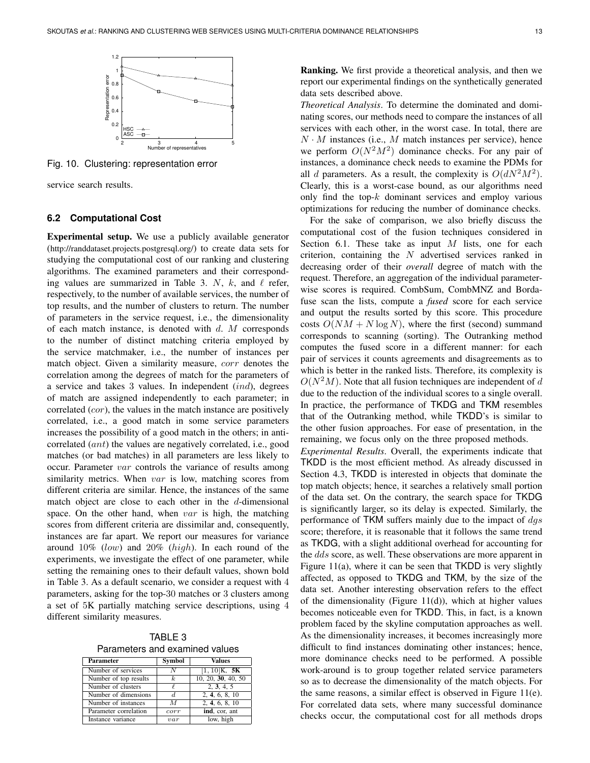Fig. 10. Clustering: representation error

service search results.

### 6.2 Computational Cost

**Experimental setup.** We use a publicly available generator (http://randdataset.projects.postgresql.org/) to create data sets for studying the computational cost of our ranking and clustering algorithms. The examined parameters and their corresponding values are summarized in Table 3. $N$, $k$, and $\ell$ refer, respectively, to the number of available services, the number of top results, and the number of clusters to return. The number of parameters in the service request, i.e., the dimensionality of each match instance, is denoted with $d$. $M$ corresponds to the number of distinct matching criteria employed by the service matchmaker, i.e., the number of instances per match object. Given a similarity measure, $corr$ denotes the correlation among the degrees of match for the parameters of a service and takes 3 values. In independent ($ind$), degrees of match are assigned independently to each parameter; in correlated ($cor$), the values in the match instance are positively correlated, i.e., a good match in some service parameters increases the possibility of a good match in the others; in anti-correlated ($ant$) the values are negatively correlated, i.e., good matches (or bad matches) in all parameters are less likely to occur. Parameter $var$ controls the variance of results among similarity metrics. When $var$ is low, matching scores from different criteria are similar. Hence, the instances of the same match object are close to each other in the $d$-dimensional space. On the other hand, when $var$ is high, the matching scores from different criteria are dissimilar and, consequently, instances are far apart. We report our measures for variance around 10% ($low$) and 20% ($high$). In each round of the experiments, we investigate the effect of one parameter, while setting the remaining ones to their default values, shown bold in Table 3. As a default scenario, we consider a request with 4 parameters, asking for the top-30 matches or 3 clusters among a set of 5K partially matching service descriptions, using 4 different similarity measures.

TABLE 3
Parameters and examined values

| Parameter | Symbol | Values |
|---|---|---|
| Number of services | $N$ | [1, 10]K, **5K** |
| Number of top results | $k$ | 10, 20, **30**, 40, 50 |
| Number of clusters | $\ell$ | 2, **3**, 4, 5 |
| Number of dimensions | $d$ | 2, **4**, 6, 8, 10 |
| Number of instances | $M$ | 2, **4**, 6, 8, 10 |
| Parameter correlation | $corr$ | **ind**, cor, ant |
| Instance variance | $var$ | low, high |

**Ranking.** We first provide a theoretical analysis, and then we report our experimental findings on the synthetically generated data sets described above.

*Theoretical Analysis*. To determine the dominated and dominating scores, our methods need to compare the instances of all services with each other, in the worst case. In total, there are $N \cdot M$ instances (i.e., $M$ match instances per service), hence we perform $O(N^2M^2)$ dominance checks. For any pair of instances, a dominance check needs to examine the PDMs for all $d$ parameters. As a result, the complexity is $O(dN^2M^2)$. Clearly, this is a worst-case bound, as our algorithms need only find the top-$k$ dominant services and employ various optimizations for reducing the number of dominance checks.

For the sake of comparison, we also briefly discuss the computational cost of the fusion techniques considered in Section 6.1. These take as input $M$ lists, one for each criterion, containing the $N$ advertised services ranked in decreasing order of their *overall* degree of match with the request. Therefore, an aggregation of the individual parameter-wise scores is required. CombSum, CombMNZ and Borda-fuse scan the lists, compute a *fused* score for each service and output the results sorted by this score. This procedure costs $O(NM + N \log N)$, where the first (second) summand corresponds to scanning (sorting). The Outranking method computes the fused score in a different manner: for each pair of services it counts agreements and disagreements as to which is better in the ranked lists. Therefore, its complexity is $O(N^2M)$. Note that all fusion techniques are independent of $d$ due to the reduction of the individual scores to a single overall. In practice, the performance of TKDG and TKM resembles that of the Outranking method, while TKDD's is similar to the other fusion approaches. For ease of presentation, in the remaining, we focus only on the three proposed methods.

*Experimental Results*. Overall, the experiments indicate that TKDD is the most efficient method. As already discussed in Section 4.3, TKDD is interested in objects that dominate the top match objects; hence, it searches a relatively small portion of the data set. On the contrary, the search space for TKDG is significantly larger, so its delay is expected. Similarly, the performance of TKM suffers mainly due to the impact of $dgs$ score; therefore, it is reasonable that it follows the same trend as TKDG, with a slight additional overhead for accounting for the $dds$ score, as well. These observations are more apparent in Figure 11(a), where it can be seen that TKDD is very slightly affected, as opposed to TKDG and TKM, by the size of the data set. Another interesting observation refers to the effect of the dimensionality (Figure 11(d)), which at higher values becomes noticeable even for TKDD. This, in fact, is a known problem faced by the skyline computation approaches as well. As the dimensionality increases, it becomes increasingly more difficult to find instances dominating other instances; hence, more dominance checks need to be performed. A possible work-around is to group together related service parameters so as to decrease the dimensionality of the match objects. For the same reasons, a similar effect is observed in Figure 11(e). For correlated data sets, where many successful dominance checks occur, the computational cost for all methods drops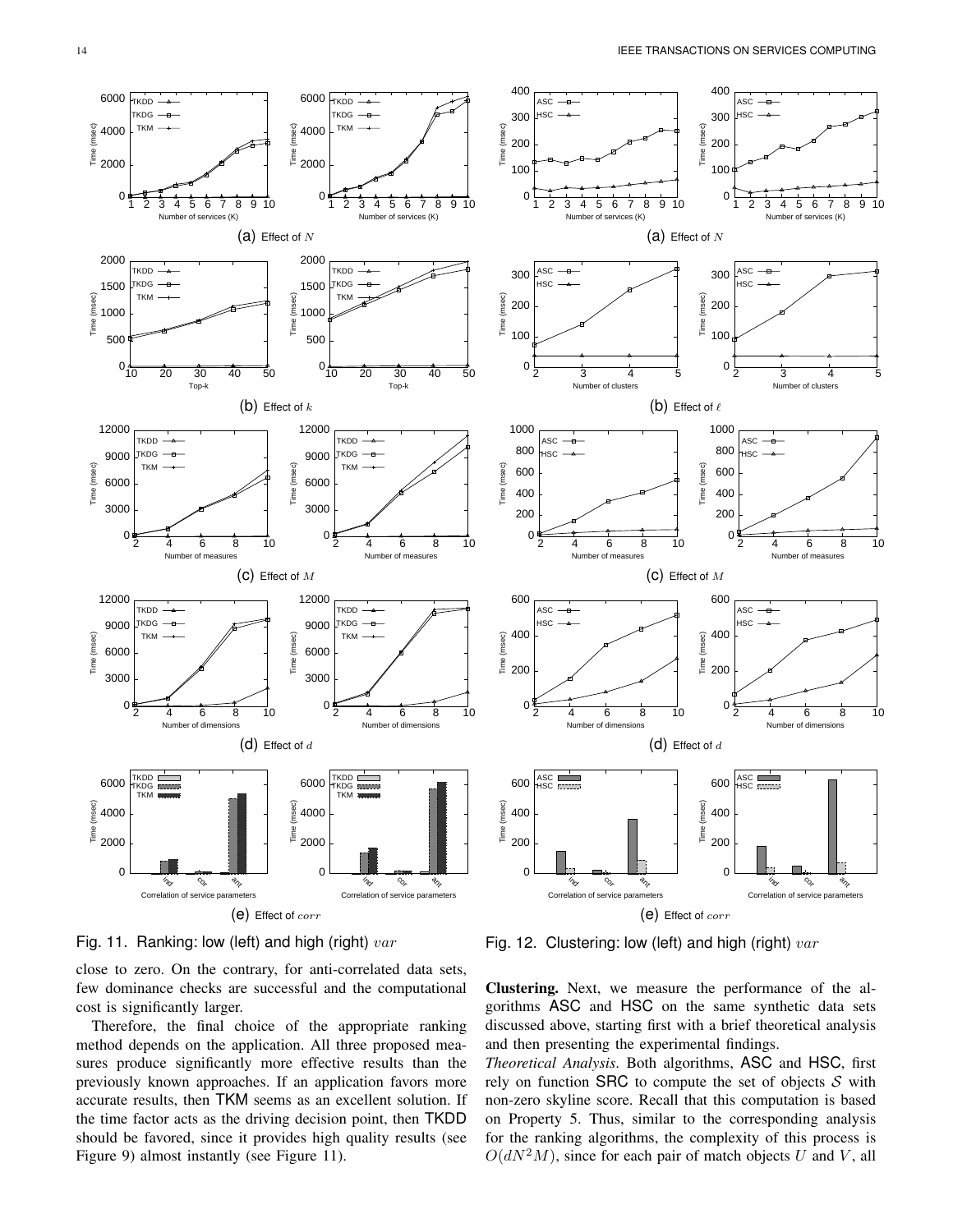Fig. 11. Ranking: low (left) and high (right) $var$

Fig. 12. Clustering: low (left) and high (right) $var$

close to zero. On the contrary, for anti-correlated data sets, few dominance checks are successful and the computational cost is significantly larger.

Therefore, the final choice of the appropriate ranking method depends on the application. All three proposed measures produce significantly more effective results than the previously known approaches. If an application favors more accurate results, then TKM seems as an excellent solution. If the time factor acts as the driving decision point, then TKDD should be favored, since it provides high quality results (see Figure 9) almost instantly (see Figure 11).

**Clustering.** Next, we measure the performance of the algorithms ASC and HSC on the same synthetic data sets discussed above, starting first with a brief theoretical analysis and then presenting the experimental findings.

*Theoretical Analysis*. Both algorithms, ASC and HSC, first rely on function SRC to compute the set of objects $\mathcal{S}$ with non-zero skyline score. Recall that this computation is based on Property 5. Thus, similar to the corresponding analysis for the ranking algorithms, the complexity of this process is $O(dN^2M)$, since for each pair of match objects $U$ and $V$, all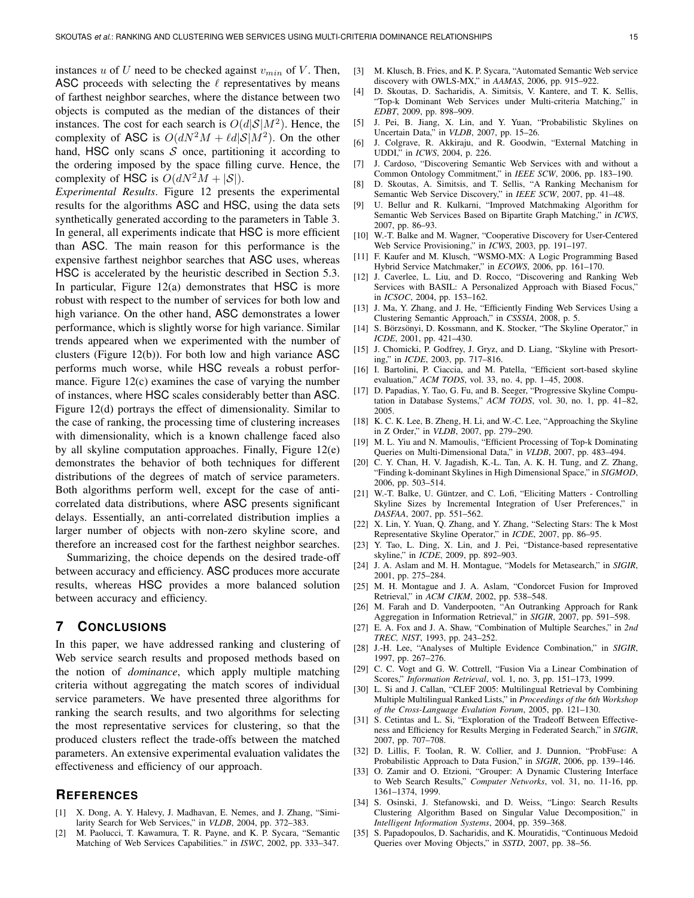instances $u$ of $U$ need to be checked against $v_{min}$ of $V$. Then, ASC proceeds with selecting the $\ell$ representatives by means of farthest neighbor searches, where the distance between two objects is computed as the median of the distances of their instances. The cost for each search is $O(d|\mathcal{S}|M^2)$. Hence, the complexity of ASC is $O(dN^2M + \ell d|\mathcal{S}|M^2)$. On the other hand, HSC only scans $\mathcal{S}$ once, partitioning it according to the ordering imposed by the space filling curve. Hence, the complexity of HSC is $O(dN^2M + |\mathcal{S}|)$.

*Experimental Results*. Figure 12 presents the experimental results for the algorithms ASC and HSC, using the data sets synthetically generated according to the parameters in Table 3. In general, all experiments indicate that HSC is more efficient than ASC. The main reason for this performance is the expensive farthest neighbor searches that ASC uses, whereas HSC is accelerated by the heuristic described in Section 5.3. In particular, Figure 12(a) demonstrates that HSC is more robust with respect to the number of services for both low and high variance. On the other hand, ASC demonstrates a lower performance, which is slightly worse for high variance. Similar trends appeared when we experimented with the number of clusters (Figure 12(b)). For both low and high variance ASC performs much worse, while HSC reveals a robust performance. Figure 12(c) examines the case of varying the number of instances, where HSC scales considerably better than ASC. Figure 12(d) portrays the effect of dimensionality. Similar to the case of ranking, the processing time of clustering increases with dimensionality, which is a known challenge faced also by all skyline computation approaches. Finally, Figure 12(e) demonstrates the behavior of both techniques for different distributions of the degrees of match of service parameters. Both algorithms perform well, except for the case of anti-correlated data distributions, where ASC presents significant delays. Essentially, an anti-correlated distribution implies a larger number of objects with non-zero skyline score, and therefore an increased cost for the farthest neighbor searches.

Summarizing, the choice depends on the desired trade-off between accuracy and efficiency. ASC produces more accurate results, whereas HSC provides a more balanced solution between accuracy and efficiency.

## 7 Conclusions

In this paper, we have addressed ranking and clustering of Web service search results and proposed methods based on the notion of *dominance*, which apply multiple matching criteria without aggregating the match scores of individual service parameters. We have presented three algorithms for ranking the search results, and two algorithms for selecting the most representative services for clustering, so that the produced clusters reflect the trade-offs between the matched parameters. An extensive experimental evaluation validates the effectiveness and efficiency of our approach.

## References

[1] X. Dong, A. Y. Halevy, J. Madhavan, E. Nemes, and J. Zhang, "Similarity Search for Web Services," in *VLDB*, 2004, pp. 372–383.

[2] M. Paolucci, T. Kawamura, T. R. Payne, and K. P. Sycara, "Semantic Matching of Web Services Capabilities." in *ISWC*, 2002, pp. 333–347.

[3] M. Klusch, B. Fries, and K. P. Sycara, "Automated Semantic Web service discovery with OWLS-MX," in *AAMAS*, 2006, pp. 915–922.

[4] D. Skoutas, D. Sacharidis, A. Simitsis, V. Kantere, and T. K. Sellis, "Top-k Dominant Web Services under Multi-criteria Matching," in *EDBT*, 2009, pp. 898–909.

[5] J. Pei, B. Jiang, X. Lin, and Y. Yuan, "Probabilistic Skylines on Uncertain Data," in *VLDB*, 2007, pp. 15–26.

[6] J. Colgrave, R. Akkiraju, and R. Goodwin, "External Matching in UDDI," in *ICWS*, 2004, p. 226.

[7] J. Cardoso, "Discovering Semantic Web Services with and without a Common Ontology Commitment," in *IEEE SCW*, 2006, pp. 183–190.

[8] D. Skoutas, A. Simitsis, and T. Sellis, "A Ranking Mechanism for Semantic Web Service Discovery," in *IEEE SCW*, 2007, pp. 41–48.

[9] U. Bellur and R. Kulkarni, "Improved Matchmaking Algorithm for Semantic Web Services Based on Bipartite Graph Matching," in *ICWS*, 2007, pp. 86–93.

[10] W.-T. Balke and M. Wagner, "Cooperative Discovery for User-Centered Web Service Provisioning," in *ICWS*, 2003, pp. 191–197.

[11] F. Kaufer and M. Klusch, "WSMO-MX: A Logic Programming Based Hybrid Service Matchmaker," in *ECOWS*, 2006, pp. 161–170.

[12] J. Caverlee, L. Liu, and D. Rocco, "Discovering and Ranking Web Services with BASIL: A Personalized Approach with Biased Focus," in *ICSOC*, 2004, pp. 153–162.

[13] J. Ma, Y. Zhang, and J. He, "Efficiently Finding Web Services Using a Clustering Semantic Approach," in *CSSSIA*, 2008, p. 5.

[14] S. Börzsönyi, D. Kossmann, and K. Stocker, "The Skyline Operator," in *ICDE*, 2001, pp. 421–430.

[15] J. Chomicki, P. Godfrey, J. Gryz, and D. Liang, "Skyline with Presorting," in *ICDE*, 2003, pp. 717–816.

[16] I. Bartolini, P. Ciaccia, and M. Patella, "Efficient sort-based skyline evaluation," *ACM TODS*, vol. 33, no. 4, pp. 1–45, 2008.

[17] D. Papadias, Y. Tao, G. Fu, and B. Seeger, "Progressive Skyline Computation in Database Systems," *ACM TODS*, vol. 30, no. 1, pp. 41–82, 2005.

[18] K. C. K. Lee, B. Zheng, H. Li, and W.-C. Lee, "Approaching the Skyline in Z Order," in *VLDB*, 2007, pp. 279–290.

[19] M. L. Yiu and N. Mamoulis, "Efficient Processing of Top-k Dominating Queries on Multi-Dimensional Data," in *VLDB*, 2007, pp. 483–494.

[20] C. Y. Chan, H. V. Jagadish, K.-L. Tan, A. K. H. Tung, and Z. Zhang, "Finding k-dominant Skylines in High Dimensional Space," in *SIGMOD*, 2006, pp. 503–514.

[21] W.-T. Balke, U. Güntzer, and C. Lofi, "Eliciting Matters - Controlling Skyline Sizes by Incremental Integration of User Preferences," in *DASFAA*, 2007, pp. 551–562.

[22] X. Lin, Y. Yuan, Q. Zhang, and Y. Zhang, "Selecting Stars: The k Most Representative Skyline Operator," in *ICDE*, 2007, pp. 86–95.

[23] Y. Tao, L. Ding, X. Lin, and J. Pei, "Distance-based representative skyline," in *ICDE*, 2009, pp. 892–903.

[24] J. A. Aslam and M. H. Montague, "Models for Metasearch," in *SIGIR*, 2001, pp. 275–284.

[25] M. H. Montague and J. A. Aslam, "Condorcet Fusion for Improved Retrieval," in *ACM CIKM*, 2002, pp. 538–548.

[26] M. Farah and D. Vanderpooten, "An Outranking Approach for Rank Aggregation in Information Retrieval," in *SIGIR*, 2007, pp. 591–598.

[27] E. A. Fox and J. A. Shaw, "Combination of Multiple Searches," in *2nd TREC, NIST*, 1993, pp. 243–252.

[28] J.-H. Lee, "Analyses of Multiple Evidence Combination," in *SIGIR*, 1997, pp. 267–276.

[29] C. C. Vogt and G. W. Cottrell, "Fusion Via a Linear Combination of Scores," *Information Retrieval*, vol. 1, no. 3, pp. 151–173, 1999.

[30] L. Si and J. Callan, "CLEF 2005: Multilingual Retrieval by Combining Multiple Multilingual Ranked Lists," in *Proceedings of the 6th Workshop of the Cross-Language Evalution Forum*, 2005, pp. 121–130.

[31] S. Cetintas and L. Si, "Exploration of the Tradeoff Between Effectiveness and Efficiency for Results Merging in Federated Search," in *SIGIR*, 2007, pp. 707–708.

[32] D. Lillis, F. Toolan, R. W. Collier, and J. Dunnion, "ProbFuse: A Probabilistic Approach to Data Fusion," in *SIGIR*, 2006, pp. 139–146.

[33] O. Zamir and O. Etzioni, "Grouper: A Dynamic Clustering Interface to Web Search Results," *Computer Networks*, vol. 31, no. 11-16, pp. 1361–1374, 1999.

[34] S. Osinski, J. Stefanowski, and D. Weiss, "Lingo: Search Results Clustering Algorithm Based on Singular Value Decomposition," in *Intelligent Information Systems*, 2004, pp. 359–368.

[35] S. Papadopoulos, D. Sacharidis, and K. Mouratidis, "Continuous Medoid Queries over Moving Objects," in *SSTD*, 2007, pp. 38–56.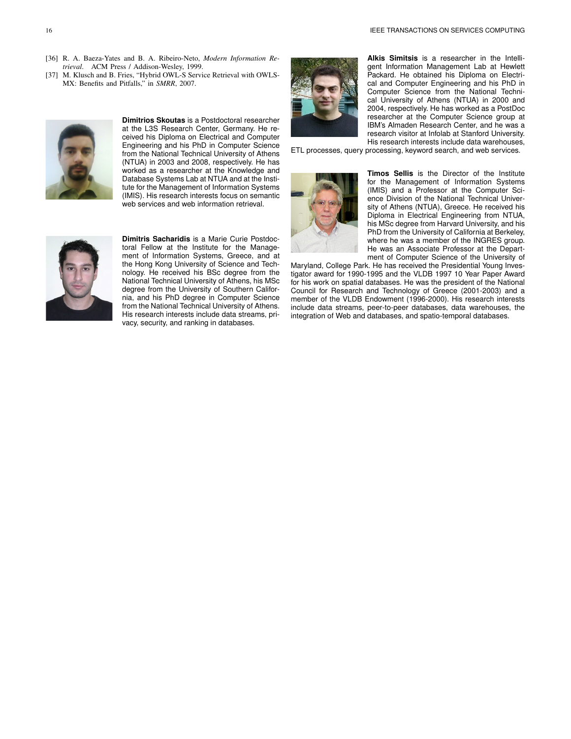[36] R. A. Baeza-Yates and B. A. Ribeiro-Neto, *Modern Information Retrieval*. ACM Press / Addison-Wesley, 1999.

[37] M. Klusch and B. Fries, "Hybrid OWL-S Service Retrieval with OWLS-MX: Benefits and Pitfalls," in *SMRR*, 2007.

**Dimitrios Skoutas** is a Postdoctoral researcher at the L3S Research Center, Germany. He received his Diploma on Electrical and Computer Engineering and his PhD in Computer Science from the National Technical University of Athens (NTUA) in 2003 and 2008, respectively. He has worked as a researcher at the Knowledge and Database Systems Lab at NTUA and at the Institute for the Management of Information Systems (IMIS). His research interests focus on semantic web services and web information retrieval.

**Dimitris Sacharidis** is a Marie Curie Postdoctoral Fellow at the Institute for the Management of Information Systems, Greece, and at the Hong Kong University of Science and Technology. He received his BSc degree from the National Technical University of Athens, his MSc degree from the University of Southern California, and his PhD degree in Computer Science from the National Technical University of Athens. His research interests include data streams, privacy, security, and ranking in databases.

**Alkis Simitsis** is a researcher in the Intelligent Information Management Lab at Hewlett Packard. He obtained his Diploma on Electrical and Computer Engineering and his PhD in Computer Science from the National Technical University of Athens (NTUA) in 2000 and 2004, respectively. He has worked as a PostDoc researcher at the Computer Science group at IBM's Almaden Research Center, and he was a research visitor at Infolab at Stanford University. His research interests include data warehouses, ETL processes, query processing, keyword search, and web services.

**Timos Sellis** is the Director of the Institute for the Management of Information Systems (IMIS) and a Professor at the Computer Science Division of the National Technical University of Athens (NTUA), Greece. He received his Diploma in Electrical Engineering from NTUA, his MSc degree from Harvard University, and his PhD from the University of California at Berkeley, where he was a member of the INGRES group. He was an Associate Professor at the Department of Computer Science of the University of Maryland, College Park. He has received the Presidential Young Investigator award for 1990-1995 and the VLDB 1997 10 Year Paper Award for his work on spatial databases. He was the president of the National Council for Research and Technology of Greece (2001-2003) and a member of the VLDB Endowment (1996-2000). His research interests include data streams, peer-to-peer databases, data warehouses, the integration of Web and databases, and spatio-temporal databases.